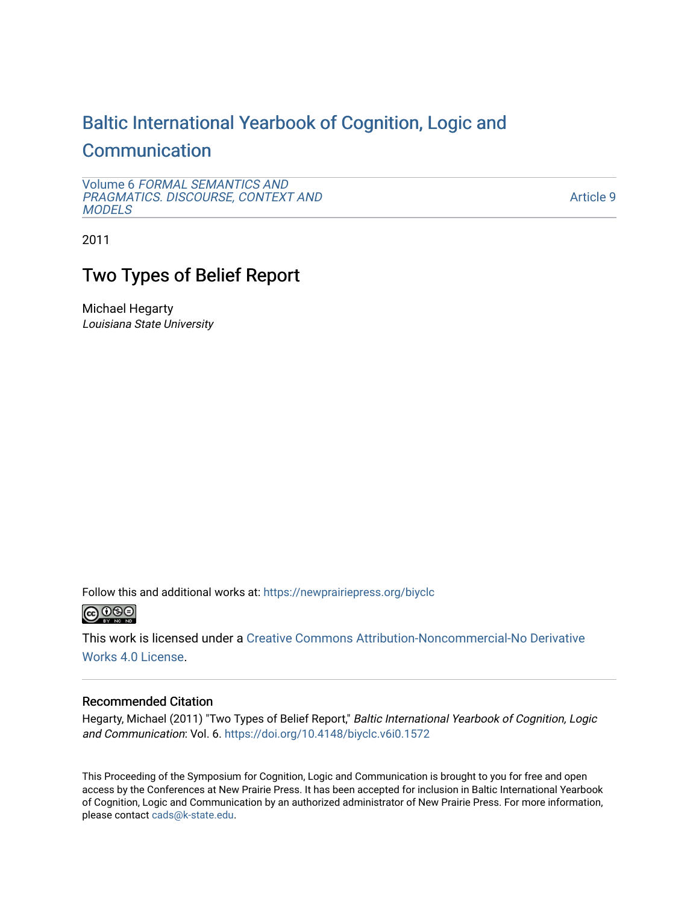# Baltic International Yearbook of Cognition, Logic and Communication

Volume 6 *FORMAL SEMANTICS AND PRAGMATICS. DISCOURSE, CONTEXT AND MODELS*

Article 9

2011

## Two Types of Belief Report

Michael Hegarty
*Louisiana State University*

Follow this and additional works at: https://newprairiepress.org/biyclc

This work is licensed under a Creative Commons Attribution-Noncommercial-No Derivative Works 4.0 License.

### Recommended Citation

Hegarty, Michael (2011) "Two Types of Belief Report," *Baltic International Yearbook of Cognition, Logic and Communication*: Vol. 6. https://doi.org/10.4148/biyclc.v6i0.1572

This Proceeding of the Symposium for Cognition, Logic and Communication is brought to you for free and open access by the Conferences at New Prairie Press. It has been accepted for inclusion in Baltic International Yearbook of Cognition, Logic and Communication by an authorized administrator of New Prairie Press. For more information, please contact cads@k-state.edu.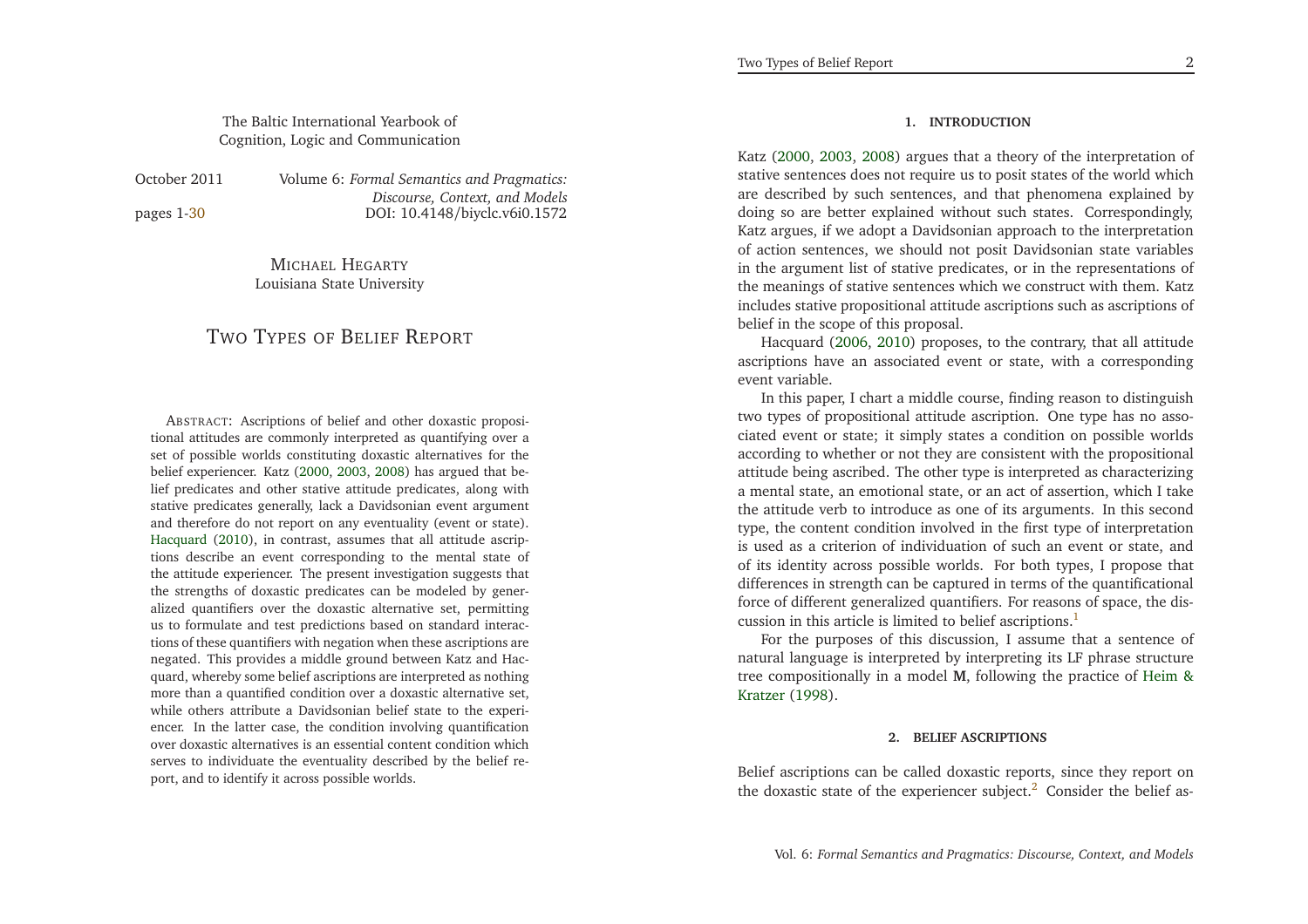The Baltic International Yearbook of Cognition, Logic and Communication

October 2011 Volume 6: *Formal Semantics and Pragmatics: Discourse, Context, and Models*

pages 1-30 DOI: 10.4148/biyclc.v6i0.1572

MICHAEL HEGARTY
Louisiana State University

# TWO TYPES OF BELIEF REPORT

ABSTRACT: Ascriptions of belief and other doxastic propositional attitudes are commonly interpreted as quantifying over a set of possible worlds constituting doxastic alternatives for the belief experiencer. Katz (2000, 2003, 2008) has argued that belief predicates and other stative attitude predicates, along with stative predicates generally, lack a Davidsonian event argument and therefore do not report on any eventuality (event or state). Hacquard (2010), in contrast, assumes that all attitude ascriptions describe an event corresponding to the mental state of the attitude experiencer. The present investigation suggests that the strengths of doxastic predicates can be modeled by generalized quantifiers over the doxastic alternative set, permitting us to formulate and test predictions based on standard interactions of these quantifiers with negation when these ascriptions are negated. This provides a middle ground between Katz and Hacquard, whereby some belief ascriptions are interpreted as nothing more than a quantified condition over a doxastic alternative set, while others attribute a Davidsonian belief state to the experiencer. In the latter case, the condition involving quantification over doxastic alternatives is an essential content condition which serves to individuate the eventuality described by the belief report, and to identify it across possible worlds.

## 1. INTRODUCTION

Katz (2000, 2003, 2008) argues that a theory of the interpretation of stative sentences does not require us to posit states of the world which are described by such sentences, and that phenomena explained by doing so are better explained without such states. Correspondingly, Katz argues, if we adopt a Davidsonian approach to the interpretation of action sentences, we should not posit Davidsonian state variables in the argument list of stative predicates, or in the representations of the meanings of stative sentences which we construct with them. Katz includes stative propositional attitude ascriptions such as ascriptions of belief in the scope of this proposal.

Hacquard (2006, 2010) proposes, to the contrary, that all attitude ascriptions have an associated event or state, with a corresponding event variable.

In this paper, I chart a middle course, finding reason to distinguish two types of propositional attitude ascription. One type has no associated event or state; it simply states a condition on possible worlds according to whether or not they are consistent with the propositional attitude being ascribed. The other type is interpreted as characterizing a mental state, an emotional state, or an act of assertion, which I take the attitude verb to introduce as one of its arguments. In this second type, the content condition involved in the first type of interpretation is used as a criterion of individuation of such an event or state, and of its identity across possible worlds. For both types, I propose that differences in strength can be captured in terms of the quantificational force of different generalized quantifiers. For reasons of space, the discussion in this article is limited to belief ascriptions.[1]

For the purposes of this discussion, I assume that a sentence of natural language is interpreted by interpreting its LF phrase structure tree compositionally in a model **M**, following the practice of Heim & Kratzer (1998).

## 2. BELIEF ASCRIPTIONS

Belief ascriptions can be called doxastic reports, since they report on the doxastic state of the experiencer subject.[2] Consider the belief as-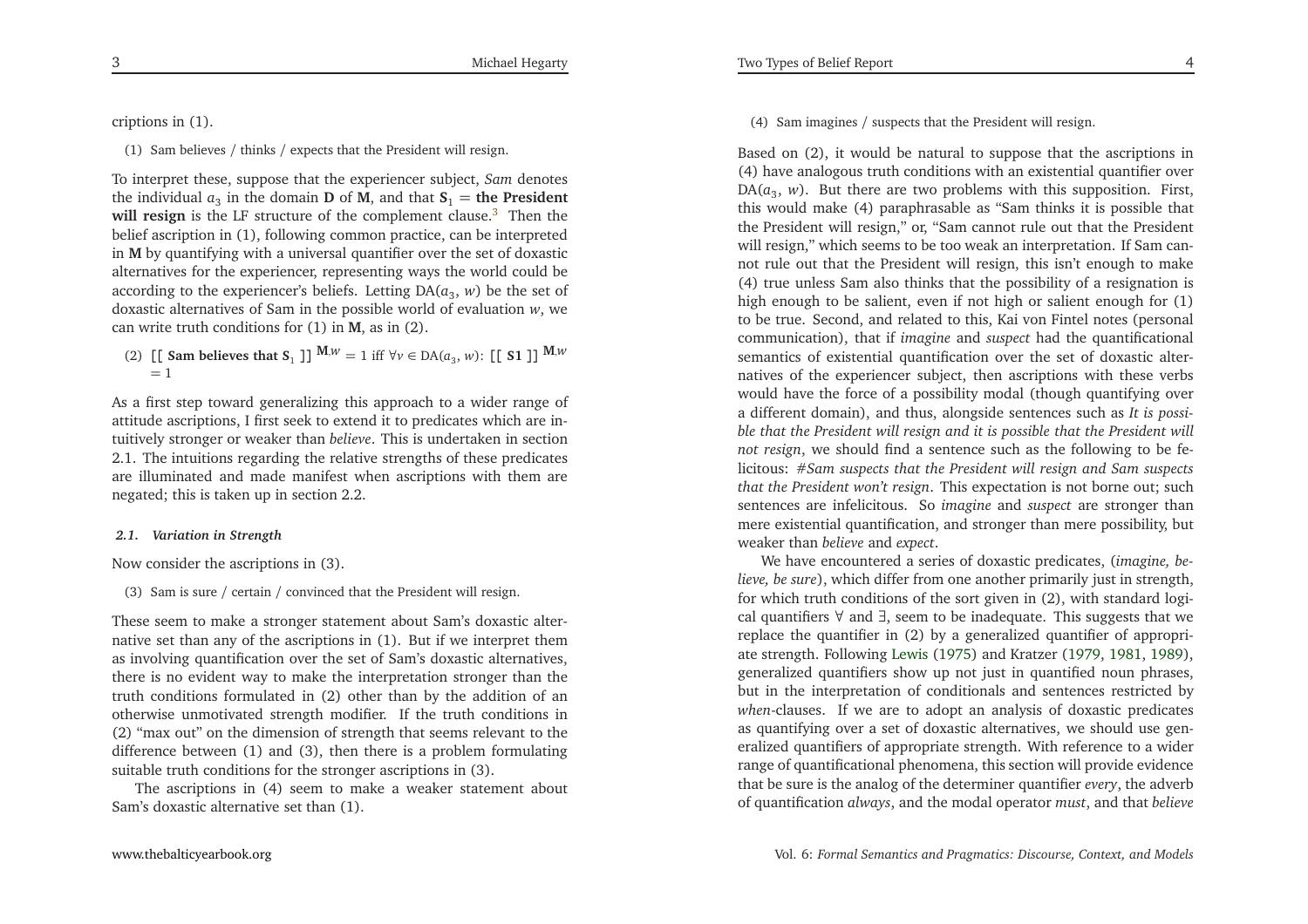criptions in (1).

(1) Sam believes / thinks / expects that the President will resign.

To interpret these, suppose that the experiencer subject, *Sam* denotes the individual $a_3$ in the domain **D** of **M**, and that $\mathbf{S_1}$ = **the President will resign** is the LF structure of the complement clause.[3] Then the belief ascription in (1), following common practice, can be interpreted in **M** by quantifying with a universal quantifier over the set of doxastic alternatives for the experiencer, representing ways the world could be according to the experiencer's beliefs. Letting DA($a_3$, $w$) be the set of doxastic alternatives of Sam in the possible world of evaluation $w$, we can write truth conditions for (1) in **M**, as in (2).

(2) $[\![ \textbf{ Sam believes that } \mathbf{S_1} ]\!]^{\mathbf{M},w} = 1$ iff $\forall v \in \text{DA}(a_3, w)$: $[\![ \mathbf{S1} ]\!]^{\mathbf{M},w} = 1$

As a first step toward generalizing this approach to a wider range of attitude ascriptions, I first seek to extend it to predicates which are intuitively stronger or weaker than *believe*. This is undertaken in section 2.1. The intuitions regarding the relative strengths of these predicates are illuminated and made manifest when ascriptions with them are negated; this is taken up in section 2.2.

### *2.1. Variation in Strength*

Now consider the ascriptions in (3).

(3) Sam is sure / certain / convinced that the President will resign.

These seem to make a stronger statement about Sam's doxastic alternative set than any of the ascriptions in (1). But if we interpret them as involving quantification over the set of Sam's doxastic alternatives, there is no evident way to make the interpretation stronger than the truth conditions formulated in (2) other than by the addition of an otherwise unmotivated strength modifier. If the truth conditions in (2) "max out" on the dimension of strength that seems relevant to the difference between (1) and (3), then there is a problem formulating suitable truth conditions for the stronger ascriptions in (3).

The ascriptions in (4) seem to make a weaker statement about Sam's doxastic alternative set than (1).

(4) Sam imagines / suspects that the President will resign.

Based on (2), it would be natural to suppose that the ascriptions in (4) have analogous truth conditions with an existential quantifier over DA($a_3$, $w$). But there are two problems with this supposition. First, this would make (4) paraphrasable as "Sam thinks it is possible that the President will resign," or, "Sam cannot rule out that the President will resign," which seems to be too weak an interpretation. If Sam cannot rule out that the President will resign, this isn't enough to make (4) true unless Sam also thinks that the possibility of a resignation is high enough to be salient, even if not high or salient enough for (1) to be true. Second, and related to this, Kai von Fintel notes (personal communication), that if *imagine* and *suspect* had the quantificational semantics of existential quantification over the set of doxastic alternatives of the experiencer subject, then ascriptions with these verbs would have the force of a possibility modal (though quantifying over a different domain), and thus, alongside sentences such as *It is possible that the President will resign and it is possible that the President will not resign*, we should find a sentence such as the following to be felicitous: *#Sam suspects that the President will resign and Sam suspects that the President won't resign*. This expectation is not borne out; such sentences are infelicitous. So *imagine* and *suspect* are stronger than mere existential quantification, and stronger than mere possibility, but weaker than *believe* and *expect*.

We have encountered a series of doxastic predicates, (*imagine, believe, be sure*), which differ from one another primarily just in strength, for which truth conditions of the sort given in (2), with standard logical quantifiers $\forall$ and $\exists$, seem to be inadequate. This suggests that we replace the quantifier in (2) by a generalized quantifier of appropriate strength. Following Lewis (1975) and Kratzer (1979, 1981, 1989), generalized quantifiers show up not just in quantified noun phrases, but in the interpretation of conditionals and sentences restricted by *when*-clauses. If we are to adopt an analysis of doxastic predicates as quantifying over a set of doxastic alternatives, we should use generalized quantifiers of appropriate strength. With reference to a wider range of quantificational phenomena, this section will provide evidence that be sure is the analog of the determiner quantifier *every*, the adverb of quantification *always*, and the modal operator *must*, and that *believe*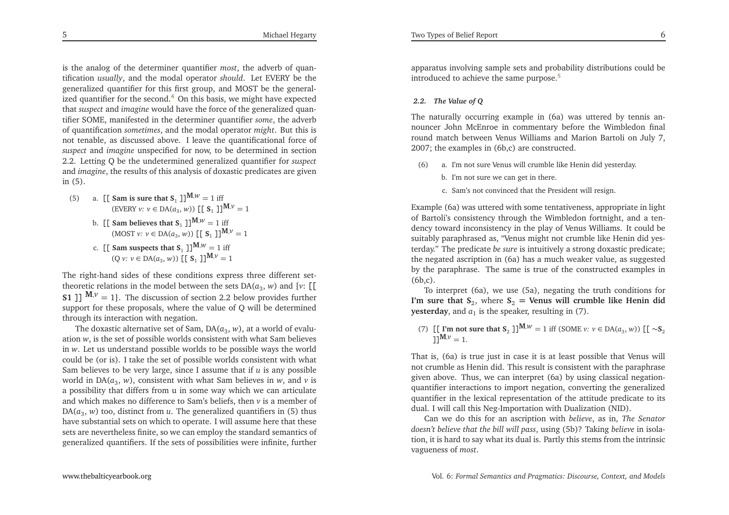is the analog of the determiner quantifier *most*, the adverb of quantification *usually*, and the modal operator *should*. Let EVERY be the generalized quantifier for this first group, and MOST be the generalized quantifier for the second.[4] On this basis, we might have expected that *suspect* and *imagine* would have the force of the generalized quantifier SOME, manifested in the determiner quantifier *some*, the adverb of quantification *sometimes*, and the modal operator *might*. But this is not tenable, as discussed above. I leave the quantificational force of *suspect* and *imagine* unspecified for now, to be determined in section 2.2. Letting Q be the undetermined generalized quantifier for *suspect* and *imagine*, the results of this analysis of doxastic predicates are given in (5).

(5) a. $[[$ **Sam is sure that S$_1$** $]]^{\mathbf{M},w} = 1$ iff (EVERY $v$: $v \in \mathrm{DA}(a_3, w)$) $[[$ **S$_1$** $]]^{\mathbf{M},v} = 1$

b. $[[$ **Sam believes that S$_1$** $]]^{\mathbf{M},w} = 1$ iff (MOST $v$: $v \in \mathrm{DA}(a_3, w)$) $[[$ **S$_1$** $]]^{\mathbf{M},v} = 1$

c. $[[$ **Sam suspects that S$_1$** $]]^{\mathbf{M},w} = 1$ iff (Q $v$: $v \in \mathrm{DA}(a_3, w)$) $[[$ **S$_1$** $]]^{\mathbf{M},v} = 1$

The right-hand sides of these conditions express three different set-theoretic relations in the model between the sets $\mathrm{DA}(a_3, w)$ and $\{v$: $[[$ **S1** $]]^{\mathbf{M},v} = 1\}$. The discussion of section 2.2 below provides further support for these proposals, where the value of Q will be determined through its interaction with negation.

The doxastic alternative set of Sam, $\mathrm{DA}(a_3, w)$, at a world of evaluation $w$, is the set of possible worlds consistent with what Sam believes in $w$. Let us understand possible worlds to be possible ways the world could be (or is). I take the set of possible worlds consistent with what Sam believes to be very large, since I assume that if $u$ is any possible world in $\mathrm{DA}(a_3, w)$, consistent with what Sam believes in $w$, and $v$ is a possibility that differs from u in some way which we can articulate and which makes no difference to Sam's beliefs, then $v$ is a member of $\mathrm{DA}(a_3, w)$ too, distinct from $u$. The generalized quantifiers in (5) thus have substantial sets on which to operate. I will assume here that these sets are nevertheless finite, so we can employ the standard semantics of generalized quantifiers. If the sets of possibilities were infinite, further apparatus involving sample sets and probability distributions could be introduced to achieve the same purpose.[5]

### 2.2. The Value of Q

The naturally occurring example in (6a) was uttered by tennis announcer John McEnroe in commentary before the Wimbledon final round match between Venus Williams and Marion Bartoli on July 7, 2007; the examples in (6b,c) are constructed.

(6) a. I'm not sure Venus will crumble like Henin did yesterday.

b. I'm not sure we can get in there.

c. Sam's not convinced that the President will resign.

Example (6a) was uttered with some tentativeness, appropriate in light of Bartoli's consistency through the Wimbledon fortnight, and a tendency toward inconsistency in the play of Venus Williams. It could be suitably paraphrased as, "Venus might not crumble like Henin did yesterday." The predicate *be sure* is intuitively a strong doxastic predicate; the negated ascription in (6a) has a much weaker value, as suggested by the paraphrase. The same is true of the constructed examples in (6b,c).

To interpret (6a), we use (5a), negating the truth conditions for **I'm sure that S$_2$**, where **S$_2$ = Venus will crumble like Henin did yesterday**, and $a_1$ is the speaker, resulting in (7).

(7) $[[$ **I'm not sure that S$_2$** $]]^{\mathbf{M},w} = 1$ iff (SOME $v$: $v \in \mathrm{DA}(a_3, w)$) $[[$ $\sim$**S$_2$** $]]^{\mathbf{M},v} = 1$.

That is, (6a) is true just in case it is at least possible that Venus will not crumble as Henin did. This result is consistent with the paraphrase given above. Thus, we can interpret (6a) by using classical negation-quantifier interactions to import negation, converting the generalized quantifier in the lexical representation of the attitude predicate to its dual. I will call this Neg-Importation with Dualization (NID).

Can we do this for an ascription with *believe*, as in, *The Senator doesn't believe that the bill will pass*, using (5b)? Taking *believe* in isolation, it is hard to say what its dual is. Partly this stems from the intrinsic vagueness of *most*.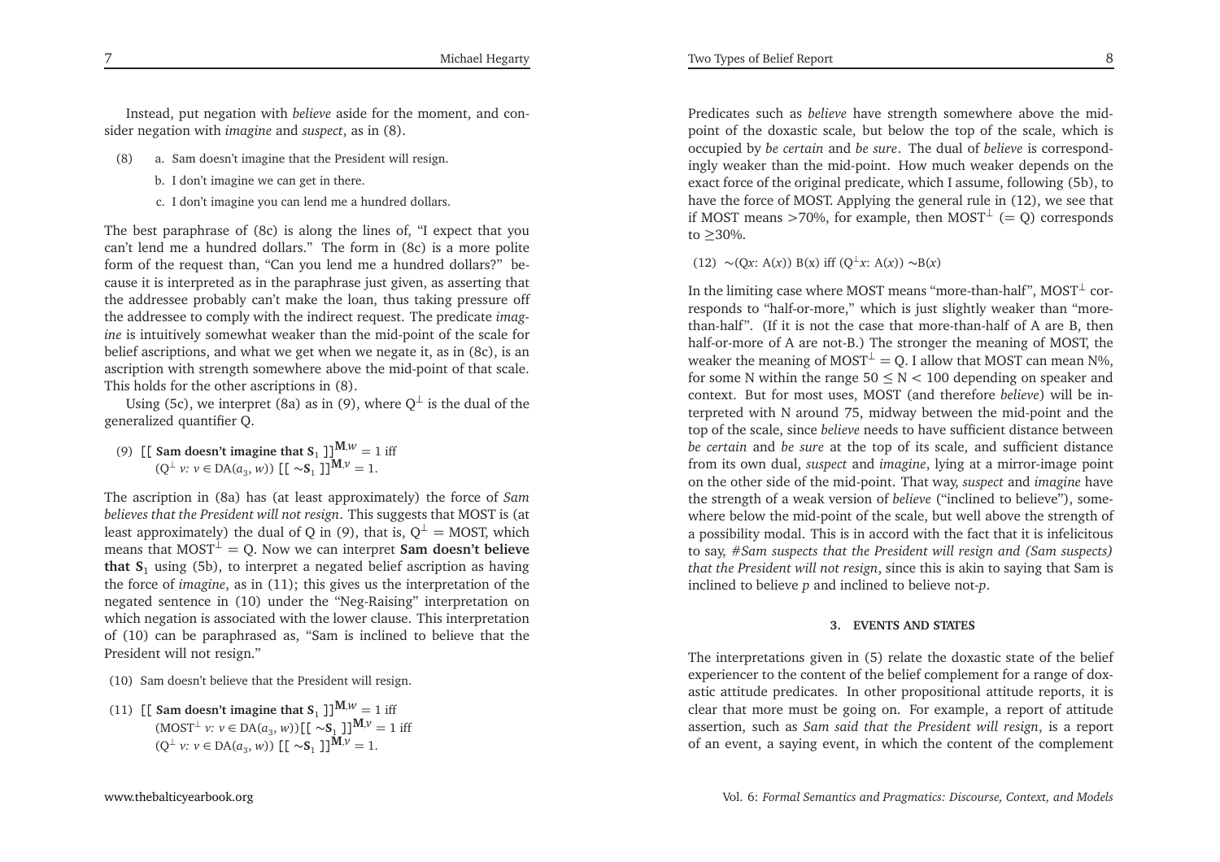Instead, put negation with *believe* aside for the moment, and consider negation with *imagine* and *suspect*, as in (8).

(8) a. Sam doesn't imagine that the President will resign.

b. I don't imagine we can get in there.

c. I don't imagine you can lend me a hundred dollars.

The best paraphrase of (8c) is along the lines of, "I expect that you can't lend me a hundred dollars." The form in (8c) is a more polite form of the request than, "Can you lend me a hundred dollars?" because it is interpreted as in the paraphrase just given, as asserting that the addressee probably can't make the loan, thus taking pressure off the addressee to comply with the indirect request. The predicate *imagine* is intuitively somewhat weaker than the mid-point of the scale for belief ascriptions, and what we get when we negate it, as in (8c), is an ascription with strength somewhere above the mid-point of that scale. This holds for the other ascriptions in (8).

Using (5c), we interpret (8a) as in (9), where $Q^{\perp}$ is the dual of the generalized quantifier Q.

(9) $[\![$ **Sam doesn't imagine that** $\mathbf{S}_1$ $]\!]^{\mathbf{M},w} = 1$ iff
$(Q^{\perp}\ v\text{: } v \in \mathrm{DA}(a_3, w))\ [\![ \sim\!\mathbf{S}_1 ]\!]^{\mathbf{M},v} = 1.$

The ascription in (8a) has (at least approximately) the force of *Sam believes that the President will not resign*. This suggests that MOST is (at least approximately) the dual of Q in (9), that is, $Q^{\perp}$ = MOST, which means that $\mathrm{MOST}^{\perp} = Q$. Now we can interpret **Sam doesn't believe that** $\mathbf{S}_1$ using (5b), to interpret a negated belief ascription as having the force of *imagine*, as in (11); this gives us the interpretation of the negated sentence in (10) under the "Neg-Raising" interpretation on which negation is associated with the lower clause. This interpretation of (10) can be paraphrased as, "Sam is inclined to believe that the President will not resign."

(10) Sam doesn't believe that the President will resign.

(11) $[\![$ **Sam doesn't imagine that** $\mathbf{S}_1$ $]\!]^{\mathbf{M},w} = 1$ iff
$(\mathrm{MOST}^{\perp}\ v\text{: } v \in \mathrm{DA}(a_3, w))[\![ \sim\!\mathbf{S}_1 ]\!]^{\mathbf{M},v} = 1$ iff
$(Q^{\perp}\ v\text{: } v \in \mathrm{DA}(a_3, w))\ [\![ \sim\!\mathbf{S}_1 ]\!]^{\mathbf{M},v} = 1.$

Predicates such as *believe* have strength somewhere above the mid-point of the doxastic scale, but below the top of the scale, which is occupied by *be certain* and *be sure*. The dual of *believe* is correspondingly weaker than the mid-point. How much weaker depends on the exact force of the original predicate, which I assume, following (5b), to have the force of MOST. Applying the general rule in (12), we see that if MOST means >70%, for example, then $\mathrm{MOST}^{\perp}$ (= Q) corresponds to ≥30%.

(12) $\sim(Qx\text{: A}(x))\ \mathrm{B}(x)$ iff $(Q^{\perp}x\text{: A}(x))\ \sim\!\mathrm{B}(x)$

In the limiting case where MOST means "more-than-half", $\mathrm{MOST}^{\perp}$ corresponds to "half-or-more," which is just slightly weaker than "more-than-half". (If it is not the case that more-than-half of A are B, then half-or-more of A are not-B.) The stronger the meaning of MOST, the weaker the meaning of $\mathrm{MOST}^{\perp} = Q$. I allow that MOST can mean N%, for some N within the range $50 \leq N < 100$ depending on speaker and context. But for most uses, MOST (and therefore *believe*) will be interpreted with N around 75, midway between the mid-point and the top of the scale, since *believe* needs to have sufficient distance between *be certain* and *be sure* at the top of its scale, and sufficient distance from its own dual, *suspect* and *imagine*, lying at a mirror-image point on the other side of the mid-point. That way, *suspect* and *imagine* have the strength of a weak version of *believe* ("inclined to believe"), somewhere below the mid-point of the scale, but well above the strength of a possibility modal. This is in accord with the fact that it is infelicitous to say, *#Sam suspects that the President will resign and (Sam suspects) that the President will not resign*, since this is akin to saying that Sam is inclined to believe *p* and inclined to believe not-*p*.

## 3. EVENTS AND STATES

The interpretations given in (5) relate the doxastic state of the belief experiencer to the content of the belief complement for a range of doxastic attitude predicates. In other propositional attitude reports, it is clear that more must be going on. For example, a report of attitude assertion, such as *Sam said that the President will resign*, is a report of an event, a saying event, in which the content of the complement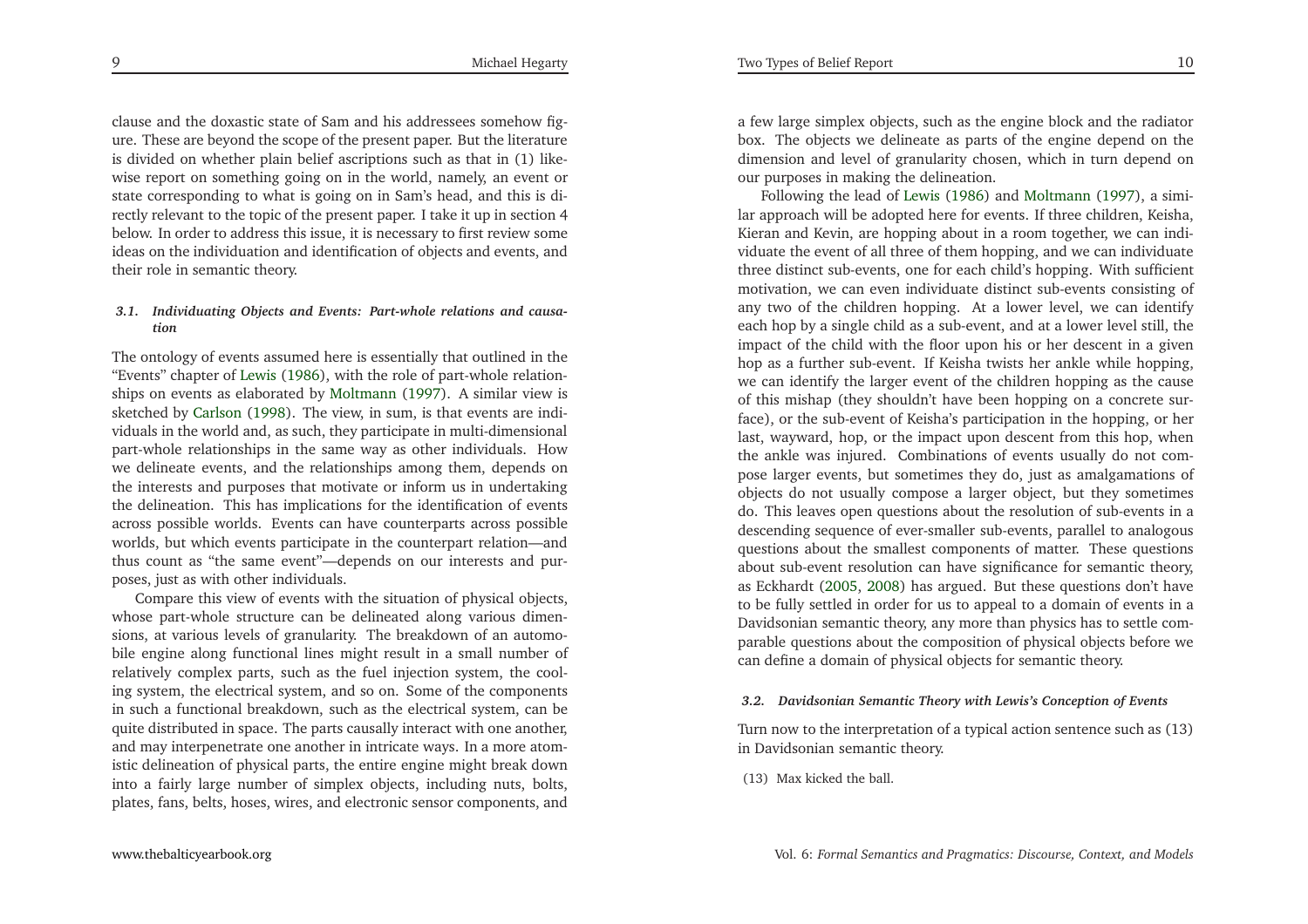clause and the doxastic state of Sam and his addressees somehow figure. These are beyond the scope of the present paper. But the literature is divided on whether plain belief ascriptions such as that in (1) likewise report on something going on in the world, namely, an event or state corresponding to what is going on in Sam's head, and this is directly relevant to the topic of the present paper. I take it up in section 4 below. In order to address this issue, it is necessary to first review some ideas on the individuation and identification of objects and events, and their role in semantic theory.

### *3.1. Individuating Objects and Events: Part-whole relations and causation*

The ontology of events assumed here is essentially that outlined in the "Events" chapter of Lewis (1986), with the role of part-whole relationships on events as elaborated by Moltmann (1997). A similar view is sketched by Carlson (1998). The view, in sum, is that events are individuals in the world and, as such, they participate in multi-dimensional part-whole relationships in the same way as other individuals. How we delineate events, and the relationships among them, depends on the interests and purposes that motivate or inform us in undertaking the delineation. This has implications for the identification of events across possible worlds. Events can have counterparts across possible worlds, but which events participate in the counterpart relation—and thus count as "the same event"—depends on our interests and purposes, just as with other individuals.

Compare this view of events with the situation of physical objects, whose part-whole structure can be delineated along various dimensions, at various levels of granularity. The breakdown of an automobile engine along functional lines might result in a small number of relatively complex parts, such as the fuel injection system, the cooling system, the electrical system, and so on. Some of the components in such a functional breakdown, such as the electrical system, can be quite distributed in space. The parts causally interact with one another, and may interpenetrate one another in intricate ways. In a more atomistic delineation of physical parts, the entire engine might break down into a fairly large number of simplex objects, including nuts, bolts, plates, fans, belts, hoses, wires, and electronic sensor components, and a few large simplex objects, such as the engine block and the radiator box. The objects we delineate as parts of the engine depend on the dimension and level of granularity chosen, which in turn depend on our purposes in making the delineation.

Following the lead of Lewis (1986) and Moltmann (1997), a similar approach will be adopted here for events. If three children, Keisha, Kieran and Kevin, are hopping about in a room together, we can individuate the event of all three of them hopping, and we can individuate three distinct sub-events, one for each child's hopping. With sufficient motivation, we can even individuate distinct sub-events consisting of any two of the children hopping. At a lower level, we can identify each hop by a single child as a sub-event, and at a lower level still, the impact of the child with the floor upon his or her descent in a given hop as a further sub-event. If Keisha twists her ankle while hopping, we can identify the larger event of the children hopping as the cause of this mishap (they shouldn't have been hopping on a concrete surface), or the sub-event of Keisha's participation in the hopping, or her last, wayward, hop, or the impact upon descent from this hop, when the ankle was injured. Combinations of events usually do not compose larger events, but sometimes they do, just as amalgamations of objects do not usually compose a larger object, but they sometimes do. This leaves open questions about the resolution of sub-events in a descending sequence of ever-smaller sub-events, parallel to analogous questions about the smallest components of matter. These questions about sub-event resolution can have significance for semantic theory, as Eckhardt (2005, 2008) has argued. But these questions don't have to be fully settled in order for us to appeal to a domain of events in a Davidsonian semantic theory, any more than physics has to settle comparable questions about the composition of physical objects before we can define a domain of physical objects for semantic theory.

### *3.2. Davidsonian Semantic Theory with Lewis's Conception of Events*

Turn now to the interpretation of a typical action sentence such as (13) in Davidsonian semantic theory.

(13) Max kicked the ball.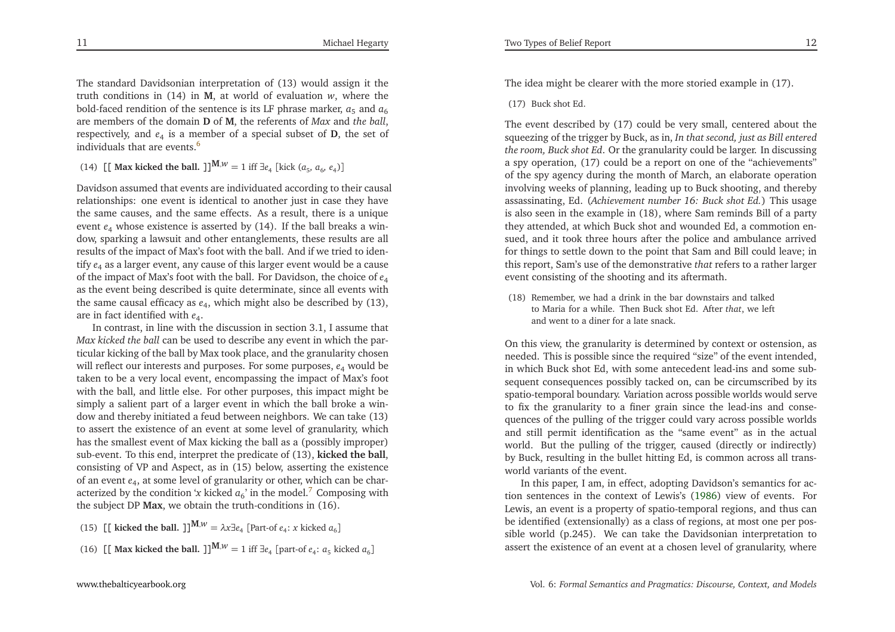The standard Davidsonian interpretation of (13) would assign it the truth conditions in (14) in **M**, at world of evaluation $w$, where the bold-faced rendition of the sentence is its LF phrase marker, $a_5$ and $a_6$ are members of the domain **D** of **M**, the referents of *Max* and *the ball*, respectively, and $e_4$ is a member of a special subset of **D**, the set of individuals that are events.[6]

(14) $[\![$ **Max kicked the ball.** $]\!]^{\mathbf{M},w} = 1$ iff $\exists e_4$ [kick ($a_5$, $a_6$, $e_4$)]

Davidson assumed that events are individuated according to their causal relationships: one event is identical to another just in case they have the same causes, and the same effects. As a result, there is a unique event $e_4$ whose existence is asserted by (14). If the ball breaks a window, sparking a lawsuit and other entanglements, these results are all results of the impact of Max's foot with the ball. And if we tried to identify $e_4$ as a larger event, any cause of this larger event would be a cause of the impact of Max's foot with the ball. For Davidson, the choice of $e_4$ as the event being described is quite determinate, since all events with the same causal efficacy as $e_4$, which might also be described by (13), are in fact identified with $e_4$.

In contrast, in line with the discussion in section 3.1, I assume that *Max kicked the ball* can be used to describe any event in which the particular kicking of the ball by Max took place, and the granularity chosen will reflect our interests and purposes. For some purposes, $e_4$ would be taken to be a very local event, encompassing the impact of Max's foot with the ball, and little else. For other purposes, this impact might be simply a salient part of a larger event in which the ball broke a window and thereby initiated a feud between neighbors. We can take (13) to assert the existence of an event at some level of granularity, which has the smallest event of Max kicking the ball as a (possibly improper) sub-event. To this end, interpret the predicate of (13), **kicked the ball**, consisting of VP and Aspect, as in (15) below, asserting the existence of an event $e_4$, at some level of granularity or other, which can be characterized by the condition '$x$ kicked $a_6$' in the model.[7] Composing with the subject DP **Max**, we obtain the truth-conditions in (16).

(15) $[\![$ **kicked the ball.** $]\!]^{\mathbf{M},w} = \lambda x \exists e_4$ [Part-of $e_4$: $x$ kicked $a_6$]

(16) $[\![$ **Max kicked the ball.** $]\!]^{\mathbf{M},w} = 1$ iff $\exists e_4$ [part-of $e_4$: $a_5$ kicked $a_6$]

The idea might be clearer with the more storied example in (17).

(17) Buck shot Ed.

The event described by (17) could be very small, centered about the squeezing of the trigger by Buck, as in, *In that second, just as Bill entered the room, Buck shot Ed*. Or the granularity could be larger. In discussing a spy operation, (17) could be a report on one of the "achievements" of the spy agency during the month of March, an elaborate operation involving weeks of planning, leading up to Buck shooting, and thereby assassinating, Ed. (*Achievement number 16: Buck shot Ed.*) This usage is also seen in the example in (18), where Sam reminds Bill of a party they attended, at which Buck shot and wounded Ed, a commotion ensued, and it took three hours after the police and ambulance arrived for things to settle down to the point that Sam and Bill could leave; in this report, Sam's use of the demonstrative *that* refers to a rather larger event consisting of the shooting and its aftermath.

(18) Remember, we had a drink in the bar downstairs and talked to Maria for a while. Then Buck shot Ed. After *that*, we left and went to a diner for a late snack.

On this view, the granularity is determined by context or ostension, as needed. This is possible since the required "size" of the event intended, in which Buck shot Ed, with some antecedent lead-ins and some subsequent consequences possibly tacked on, can be circumscribed by its spatio-temporal boundary. Variation across possible worlds would serve to fix the granularity to a finer grain since the lead-ins and consequences of the pulling of the trigger could vary across possible worlds and still permit identification as the "same event" as in the actual world. But the pulling of the trigger, caused (directly or indirectly) by Buck, resulting in the bullet hitting Ed, is common across all trans-world variants of the event.

In this paper, I am, in effect, adopting Davidson's semantics for action sentences in the context of Lewis's (1986) view of events. For Lewis, an event is a property of spatio-temporal regions, and thus can be identified (extensionally) as a class of regions, at most one per possible world (p.245). We can take the Davidsonian interpretation to assert the existence of an event at a chosen level of granularity, where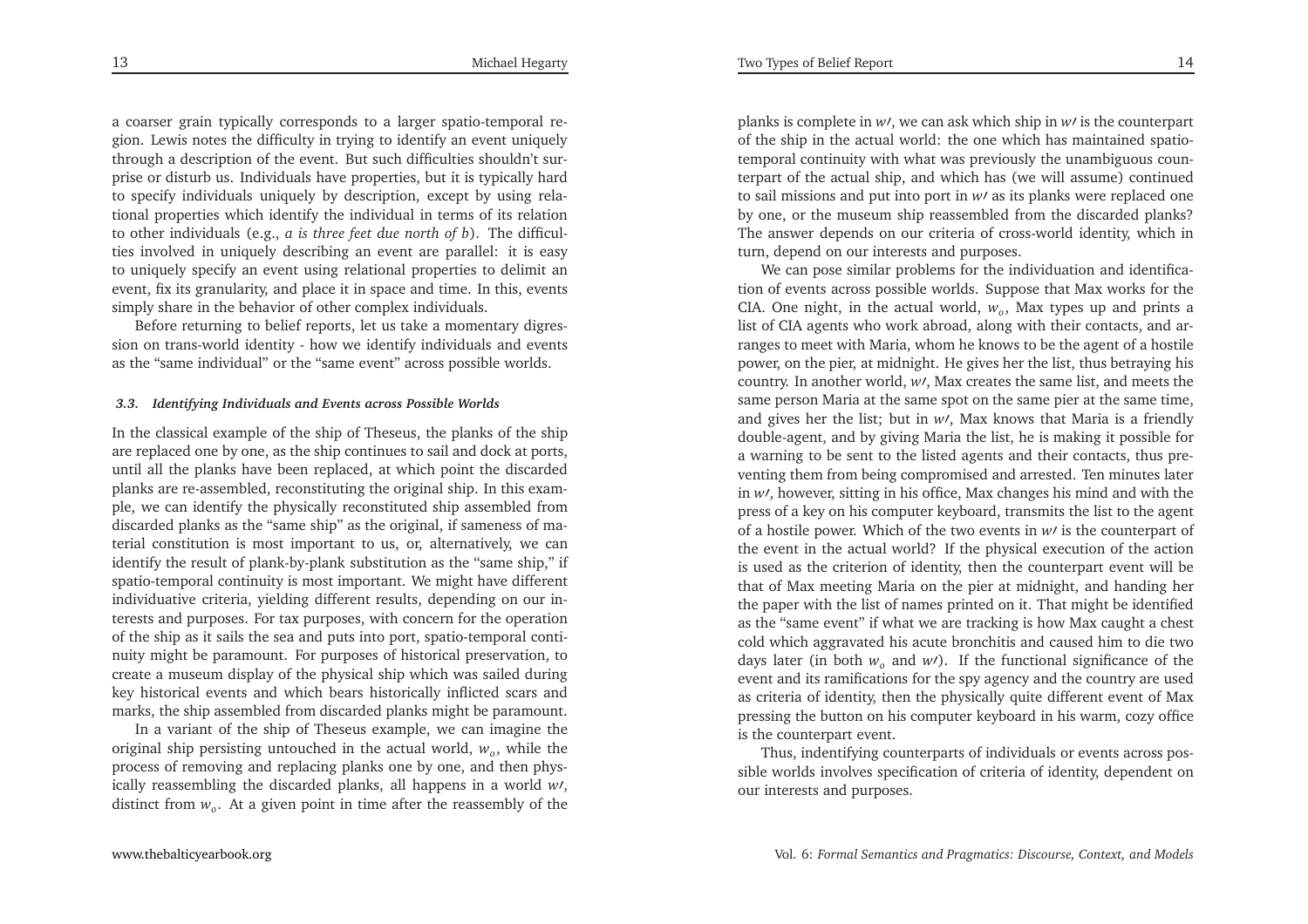a coarser grain typically corresponds to a larger spatio-temporal region. Lewis notes the difficulty in trying to identify an event uniquely through a description of the event. But such difficulties shouldn't surprise or disturb us. Individuals have properties, but it is typically hard to specify individuals uniquely by description, except by using relational properties which identify the individual in terms of its relation to other individuals (e.g., *a is three feet due north of b*). The difficulties involved in uniquely describing an event are parallel: it is easy to uniquely specify an event using relational properties to delimit an event, fix its granularity, and place it in space and time. In this, events simply share in the behavior of other complex individuals.

Before returning to belief reports, let us take a momentary digression on trans-world identity - how we identify individuals and events as the "same individual" or the "same event" across possible worlds.

### *3.3. Identifying Individuals and Events across Possible Worlds*

In the classical example of the ship of Theseus, the planks of the ship are replaced one by one, as the ship continues to sail and dock at ports, until all the planks have been replaced, at which point the discarded planks are re-assembled, reconstituting the original ship. In this example, we can identify the physically reconstituted ship assembled from discarded planks as the "same ship" as the original, if sameness of material constitution is most important to us, or, alternatively, we can identify the result of plank-by-plank substitution as the "same ship," if spatio-temporal continuity is most important. We might have different individuative criteria, yielding different results, depending on our interests and purposes. For tax purposes, with concern for the operation of the ship as it sails the sea and puts into port, spatio-temporal continuity might be paramount. For purposes of historical preservation, to create a museum display of the physical ship which was sailed during key historical events and which bears historically inflicted scars and marks, the ship assembled from discarded planks might be paramount.

In a variant of the ship of Theseus example, we can imagine the original ship persisting untouched in the actual world, $w_o$, while the process of removing and replacing planks one by one, and then physically reassembling the discarded planks, all happens in a world $w\prime$, distinct from $w_o$. At a given point in time after the reassembly of the planks is complete in $w\prime$, we can ask which ship in $w\prime$ is the counterpart of the ship in the actual world: the one which has maintained spatio-temporal continuity with what was previously the unambiguous counterpart of the actual ship, and which has (we will assume) continued to sail missions and put into port in $w\prime$ as its planks were replaced one by one, or the museum ship reassembled from the discarded planks? The answer depends on our criteria of cross-world identity, which in turn, depend on our interests and purposes.

We can pose similar problems for the individuation and identification of events across possible worlds. Suppose that Max works for the CIA. One night, in the actual world, $w_o$, Max types up and prints a list of CIA agents who work abroad, along with their contacts, and arranges to meet with Maria, whom he knows to be the agent of a hostile power, on the pier, at midnight. He gives her the list, thus betraying his country. In another world, $w\prime$, Max creates the same list, and meets the same person Maria at the same spot on the same pier at the same time, and gives her the list; but in $w\prime$, Max knows that Maria is a friendly double-agent, and by giving Maria the list, he is making it possible for a warning to be sent to the listed agents and their contacts, thus preventing them from being compromised and arrested. Ten minutes later in $w\prime$, however, sitting in his office, Max changes his mind and with the press of a key on his computer keyboard, transmits the list to the agent of a hostile power. Which of the two events in $w\prime$ is the counterpart of the event in the actual world? If the physical execution of the action is used as the criterion of identity, then the counterpart event will be that of Max meeting Maria on the pier at midnight, and handing her the paper with the list of names printed on it. That might be identified as the "same event" if what we are tracking is how Max caught a chest cold which aggravated his acute bronchitis and caused him to die two days later (in both $w_o$ and $w\prime$). If the functional significance of the event and its ramifications for the spy agency and the country are used as criteria of identity, then the physically quite different event of Max pressing the button on his computer keyboard in his warm, cozy office is the counterpart event.

Thus, indentifying counterparts of individuals or events across possible worlds involves specification of criteria of identity, dependent on our interests and purposes.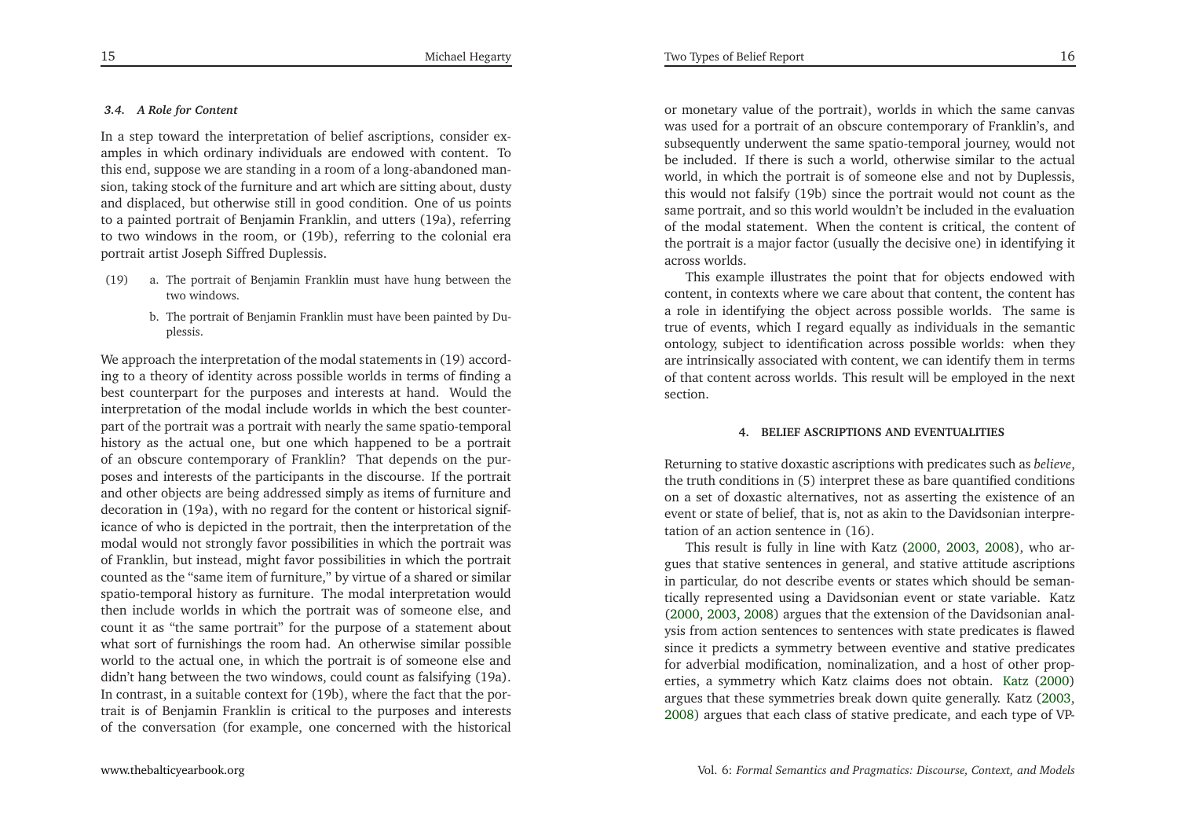### 3.4. A Role for Content

In a step toward the interpretation of belief ascriptions, consider examples in which ordinary individuals are endowed with content. To this end, suppose we are standing in a room of a long-abandoned mansion, taking stock of the furniture and art which are sitting about, dusty and displaced, but otherwise still in good condition. One of us points to a painted portrait of Benjamin Franklin, and utters (19a), referring to two windows in the room, or (19b), referring to the colonial era portrait artist Joseph Siffred Duplessis.

(19) a. The portrait of Benjamin Franklin must have hung between the two windows.

b. The portrait of Benjamin Franklin must have been painted by Duplessis.

We approach the interpretation of the modal statements in (19) according to a theory of identity across possible worlds in terms of finding a best counterpart for the purposes and interests at hand. Would the interpretation of the modal include worlds in which the best counterpart of the portrait was a portrait with nearly the same spatio-temporal history as the actual one, but one which happened to be a portrait of an obscure contemporary of Franklin? That depends on the purposes and interests of the participants in the discourse. If the portrait and other objects are being addressed simply as items of furniture and decoration in (19a), with no regard for the content or historical significance of who is depicted in the portrait, then the interpretation of the modal would not strongly favor possibilities in which the portrait was of Franklin, but instead, might favor possibilities in which the portrait counted as the "same item of furniture," by virtue of a shared or similar spatio-temporal history as furniture. The modal interpretation would then include worlds in which the portrait was of someone else, and count it as "the same portrait" for the purpose of a statement about what sort of furnishings the room had. An otherwise similar possible world to the actual one, in which the portrait is of someone else and didn't hang between the two windows, could count as falsifying (19a). In contrast, in a suitable context for (19b), where the fact that the portrait is of Benjamin Franklin is critical to the purposes and interests of the conversation (for example, one concerned with the historical or monetary value of the portrait), worlds in which the same canvas was used for a portrait of an obscure contemporary of Franklin's, and subsequently underwent the same spatio-temporal journey, would not be included. If there is such a world, otherwise similar to the actual world, in which the portrait is of someone else and not by Duplessis, this would not falsify (19b) since the portrait would not count as the same portrait, and so this world wouldn't be included in the evaluation of the modal statement. When the content is critical, the content of the portrait is a major factor (usually the decisive one) in identifying it across worlds.

This example illustrates the point that for objects endowed with content, in contexts where we care about that content, the content has a role in identifying the object across possible worlds. The same is true of events, which I regard equally as individuals in the semantic ontology, subject to identification across possible worlds: when they are intrinsically associated with content, we can identify them in terms of that content across worlds. This result will be employed in the next section.

## 4. BELIEF ASCRIPTIONS AND EVENTUALITIES

Returning to stative doxastic ascriptions with predicates such as *believe*, the truth conditions in (5) interpret these as bare quantified conditions on a set of doxastic alternatives, not as asserting the existence of an event or state of belief, that is, not as akin to the Davidsonian interpretation of an action sentence in (16).

This result is fully in line with Katz (2000, 2003, 2008), who argues that stative sentences in general, and stative attitude ascriptions in particular, do not describe events or states which should be semantically represented using a Davidsonian event or state variable. Katz (2000, 2003, 2008) argues that the extension of the Davidsonian analysis from action sentences to sentences with state predicates is flawed since it predicts a symmetry between eventive and stative predicates for adverbial modification, nominalization, and a host of other properties, a symmetry which Katz claims does not obtain. Katz (2000) argues that these symmetries break down quite generally. Katz (2003, 2008) argues that each class of stative predicate, and each type of VP-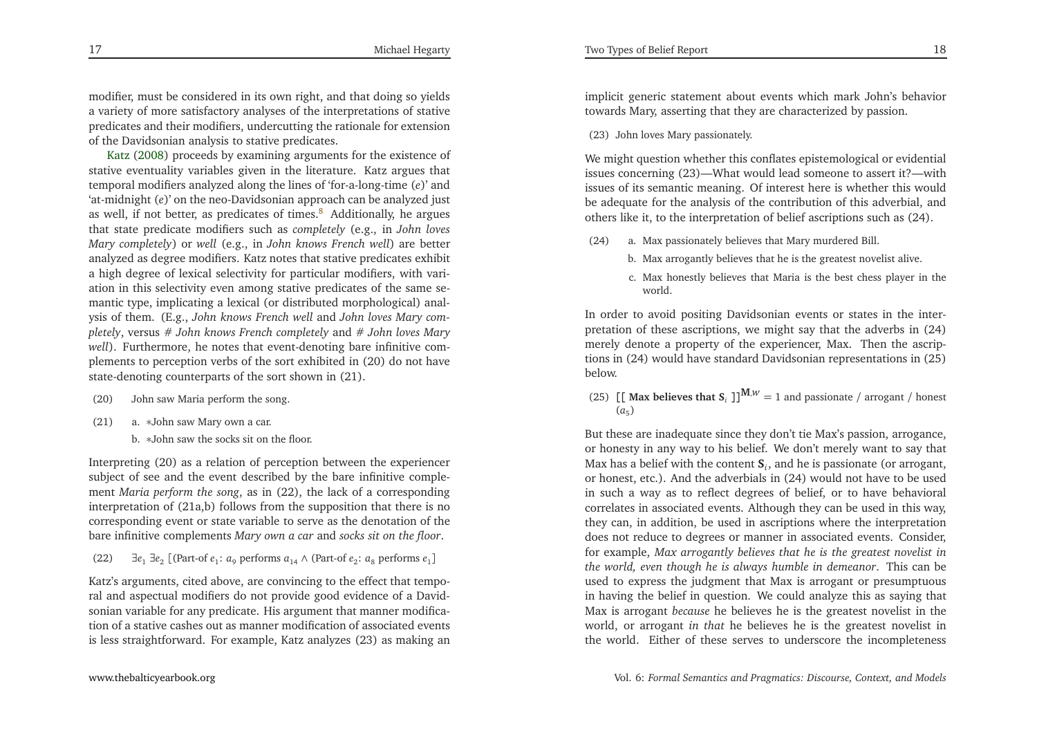modifier, must be considered in its own right, and that doing so yields a variety of more satisfactory analyses of the interpretations of stative predicates and their modifiers, undercutting the rationale for extension of the Davidsonian analysis to stative predicates.

Katz (2008) proceeds by examining arguments for the existence of stative eventuality variables given in the literature. Katz argues that temporal modifiers analyzed along the lines of 'for-a-long-time ($e$)' and 'at-midnight ($e$)' on the neo-Davidsonian approach can be analyzed just as well, if not better, as predicates of times.[8] Additionally, he argues that state predicate modifiers such as *completely* (e.g., in *John loves Mary completely*) or *well* (e.g., in *John knows French well*) are better analyzed as degree modifiers. Katz notes that stative predicates exhibit a high degree of lexical selectivity for particular modifiers, with variation in this selectivity even among stative predicates of the same semantic type, implicating a lexical (or distributed morphological) analysis of them. (E.g., *John knows French well* and *John loves Mary completely*, versus *# John knows French completely* and *# John loves Mary well*). Furthermore, he notes that event-denoting bare infinitive complements to perception verbs of the sort exhibited in (20) do not have state-denoting counterparts of the sort shown in (21).

(20) John saw Maria perform the song.

(21) a. ∗John saw Mary own a car.
 b. ∗John saw the socks sit on the floor.

Interpreting (20) as a relation of perception between the experiencer subject of see and the event described by the bare infinitive complement *Maria perform the song*, as in (22), the lack of a corresponding interpretation of (21a,b) follows from the supposition that there is no corresponding event or state variable to serve as the denotation of the bare infinitive complements *Mary own a car* and *socks sit on the floor*.

(22) $\exists e_1\ \exists e_2\ [(\text{Part-of } e_1\text{: } a_9 \text{ performs } a_{14} \wedge (\text{Part-of } e_2\text{: } a_8 \text{ performs } e_1]$

Katz's arguments, cited above, are convincing to the effect that temporal and aspectual modifiers do not provide good evidence of a Davidsonian variable for any predicate. His argument that manner modification of a stative cashes out as manner modification of associated events is less straightforward. For example, Katz analyzes (23) as making an implicit generic statement about events which mark John's behavior towards Mary, asserting that they are characterized by passion.

(23) John loves Mary passionately.

We might question whether this conflates epistemological or evidential issues concerning (23)—What would lead someone to assert it?—with issues of its semantic meaning. Of interest here is whether this would be adequate for the analysis of the contribution of this adverbial, and others like it, to the interpretation of belief ascriptions such as (24).

(24) a. Max passionately believes that Mary murdered Bill.
 b. Max arrogantly believes that he is the greatest novelist alive.
 c. Max honestly believes that Maria is the best chess player in the world.

In order to avoid positing Davidsonian events or states in the interpretation of these ascriptions, we might say that the adverbs in (24) merely denote a property of the experiencer, Max. Then the ascriptions in (24) would have standard Davidsonian representations in (25) below.

(25) $[\![\ \textbf{Max believes that S}_i\ ]\!]^{\mathbf{M},w} = 1$ and passionate / arrogant / honest ($a_5$)

But these are inadequate since they don't tie Max's passion, arrogance, or honesty in any way to his belief. We don't merely want to say that Max has a belief with the content $\mathbf{S}_i$, and he is passionate (or arrogant, or honest, etc.). And the adverbials in (24) would not have to be used in such a way as to reflect degrees of belief, or to have behavioral correlates in associated events. Although they can be used in this way, they can, in addition, be used in ascriptions where the interpretation does not reduce to degrees or manner in associated events. Consider, for example, *Max arrogantly believes that he is the greatest novelist in the world, even though he is always humble in demeanor*. This can be used to express the judgment that Max is arrogant or presumptuous in having the belief in question. We could analyze this as saying that Max is arrogant *because* he believes he is the greatest novelist in the world, or arrogant *in that* he believes he is the greatest novelist in the world. Either of these serves to underscore the incompleteness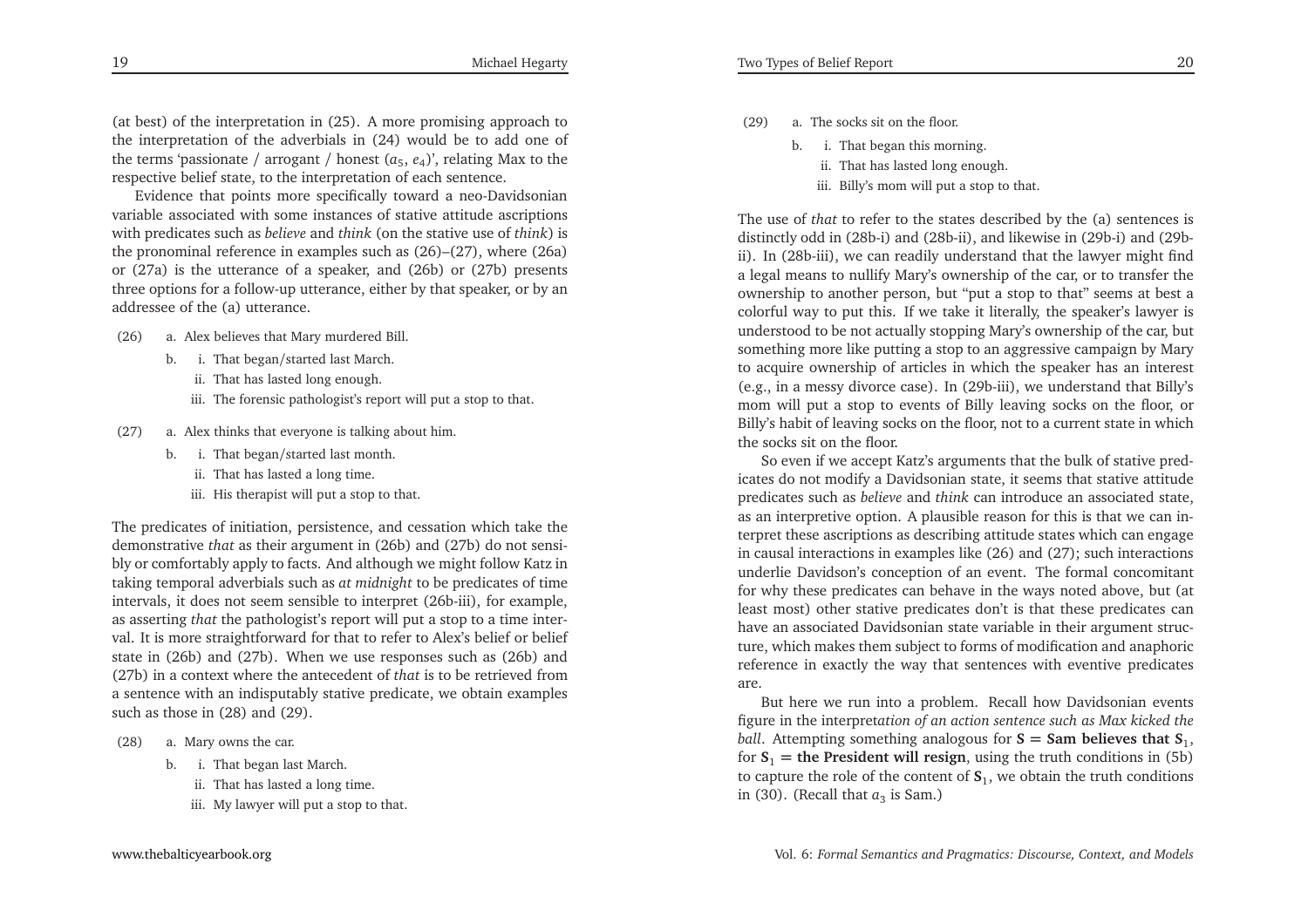(at best) of the interpretation in (25). A more promising approach to the interpretation of the adverbials in (24) would be to add one of the terms 'passionate / arrogant / honest ($a_5$, $e_4$)', relating Max to the respective belief state, to the interpretation of each sentence.

Evidence that points more specifically toward a neo-Davidsonian variable associated with some instances of stative attitude ascriptions with predicates such as *believe* and *think* (on the stative use of *think*) is the pronominal reference in examples such as (26)–(27), where (26a) or (27a) is the utterance of a speaker, and (26b) or (27b) presents three options for a follow-up utterance, either by that speaker, or by an addressee of the (a) utterance.

(26) a. Alex believes that Mary murdered Bill.
  b. i. That began/started last March.
    ii. That has lasted long enough.
    iii. The forensic pathologist's report will put a stop to that.

(27) a. Alex thinks that everyone is talking about him.
  b. i. That began/started last month.
    ii. That has lasted a long time.
    iii. His therapist will put a stop to that.

The predicates of initiation, persistence, and cessation which take the demonstrative *that* as their argument in (26b) and (27b) do not sensibly or comfortably apply to facts. And although we might follow Katz in taking temporal adverbials such as *at midnight* to be predicates of time intervals, it does not seem sensible to interpret (26b-iii), for example, as asserting *that* the pathologist's report will put a stop to a time interval. It is more straightforward for that to refer to Alex's belief or belief state in (26b) and (27b). When we use responses such as (26b) and (27b) in a context where the antecedent of *that* is to be retrieved from a sentence with an indisputably stative predicate, we obtain examples such as those in (28) and (29).

(28) a. Mary owns the car.
  b. i. That began last March.
    ii. That has lasted a long time.
    iii. My lawyer will put a stop to that.

(29) a. The socks sit on the floor.
  b. i. That began this morning.
    ii. That has lasted long enough.
    iii. Billy's mom will put a stop to that.

The use of *that* to refer to the states described by the (a) sentences is distinctly odd in (28b-i) and (28b-ii), and likewise in (29b-i) and (29b-ii). In (28b-iii), we can readily understand that the lawyer might find a legal means to nullify Mary's ownership of the car, or to transfer the ownership to another person, but "put a stop to that" seems at best a colorful way to put this. If we take it literally, the speaker's lawyer is understood to be not actually stopping Mary's ownership of the car, but something more like putting a stop to an aggressive campaign by Mary to acquire ownership of articles in which the speaker has an interest (e.g., in a messy divorce case). In (29b-iii), we understand that Billy's mom will put a stop to events of Billy leaving socks on the floor, or Billy's habit of leaving socks on the floor, not to a current state in which the socks sit on the floor.

So even if we accept Katz's arguments that the bulk of stative predicates do not modify a Davidsonian state, it seems that stative attitude predicates such as *believe* and *think* can introduce an associated state, as an interpretive option. A plausible reason for this is that we can interpret these ascriptions as describing attitude states which can engage in causal interactions in examples like (26) and (27); such interactions underlie Davidson's conception of an event. The formal concomitant for why these predicates can behave in the ways noted above, but (at least most) other stative predicates don't is that these predicates can have an associated Davidsonian state variable in their argument structure, which makes them subject to forms of modification and anaphoric reference in exactly the way that sentences with eventive predicates are.

But here we run into a problem. Recall how Davidsonian events figure in the interpret*ation of an action sentence such as Max kicked the ball*. Attempting something analogous for $\mathbf{S} = \textbf{Sam believes that } \mathbf{S}_1$, for $\mathbf{S}_1 = \textbf{the President will resign}$, using the truth conditions in (5b) to capture the role of the content of $\mathbf{S}_1$, we obtain the truth conditions in (30). (Recall that $a_3$ is Sam.)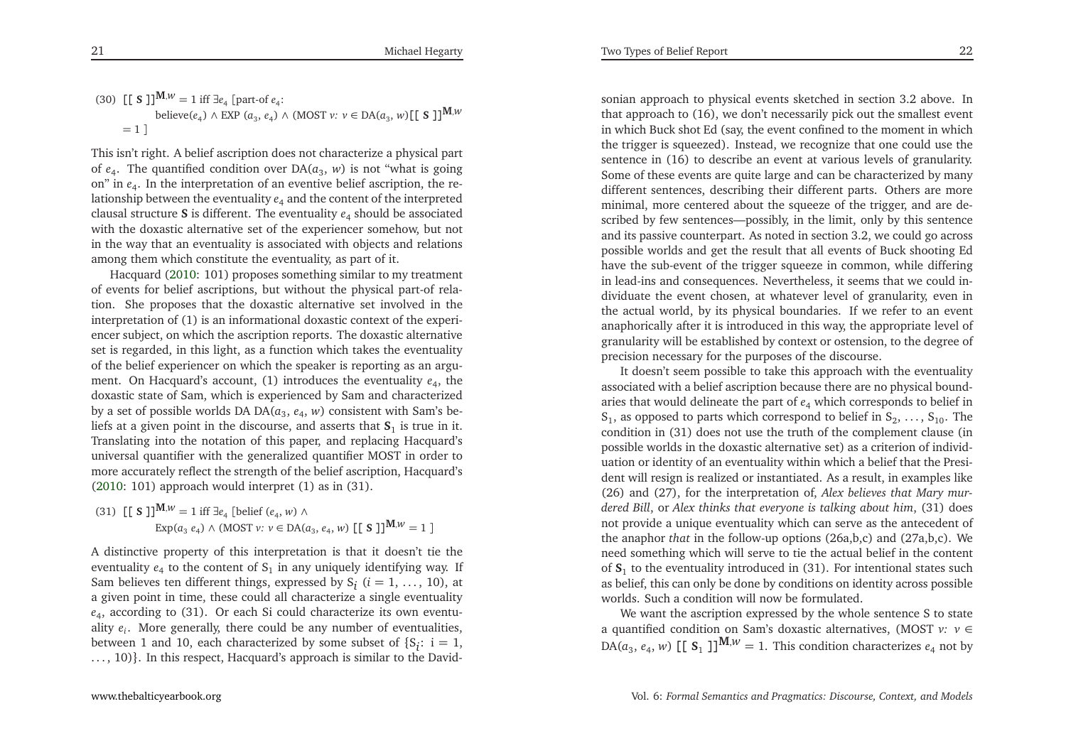(30) $[\![ \mathbf{S} ]\!]^{\mathbf{M},w} = 1$ iff $\exists e_4$ [part-of $e_4$: believe$(e_4) \wedge$ EXP $(a_3, e_4) \wedge$ (MOST $v$: $v \in$ DA$(a_3, w)[\![ \mathbf{S} ]\!]^{\mathbf{M},w} = 1$ ]

This isn't right. A belief ascription does not characterize a physical part of $e_4$. The quantified condition over DA$(a_3, w)$ is not "what is going on" in $e_4$. In the interpretation of an eventive belief ascription, the relationship between the eventuality $e_4$ and the content of the interpreted clausal structure **S** is different. The eventuality $e_4$ should be associated with the doxastic alternative set of the experiencer somehow, but not in the way that an eventuality is associated with objects and relations among them which constitute the eventuality, as part of it.

Hacquard (2010: 101) proposes something similar to my treatment of events for belief ascriptions, but without the physical part-of relation. She proposes that the doxastic alternative set involved in the interpretation of (1) is an informational doxastic context of the experiencer subject, on which the ascription reports. The doxastic alternative set is regarded, in this light, as a function which takes the eventuality of the belief experiencer on which the speaker is reporting as an argument. On Hacquard's account, (1) introduces the eventuality $e_4$, the doxastic state of Sam, which is experienced by Sam and characterized by a set of possible worlds DA DA$(a_3, e_4, w)$ consistent with Sam's beliefs at a given point in the discourse, and asserts that $\mathbf{S}_1$ is true in it. Translating into the notation of this paper, and replacing Hacquard's universal quantifier with the generalized quantifier MOST in order to more accurately reflect the strength of the belief ascription, Hacquard's (2010: 101) approach would interpret (1) as in (31).

(31) $[\![ \mathbf{S} ]\!]^{\mathbf{M},w} = 1$ iff $\exists e_4$ [belief $(e_4, w) \wedge$ Exp$(a_3\ e_4) \wedge$ (MOST $v$: $v \in$ DA$(a_3, e_4, w)$ $[\![ \mathbf{S} ]\!]^{\mathbf{M},w} = 1$ ]

A distinctive property of this interpretation is that it doesn't tie the eventuality $e_4$ to the content of $\mathrm{S}_1$ in any uniquely identifying way. If Sam believes ten different things, expressed by $\mathrm{S}_i$ ($i = 1, \ldots, 10$), at a given point in time, these could all characterize a single eventuality $e_4$, according to (31). Or each Si could characterize its own eventuality $e_i$. More generally, there could be any number of eventualities, between 1 and 10, each characterized by some subset of $\{\mathrm{S}_i$: i = 1, ..., 10)}. In this respect, Hacquard's approach is similar to the Davidsonian approach to physical events sketched in section 3.2 above. In that approach to (16), we don't necessarily pick out the smallest event in which Buck shot Ed (say, the event confined to the moment in which the trigger is squeezed). Instead, we recognize that one could use the sentence in (16) to describe an event at various levels of granularity. Some of these events are quite large and can be characterized by many different sentences, describing their different parts. Others are more minimal, more centered about the squeeze of the trigger, and are described by few sentences—possibly, in the limit, only by this sentence and its passive counterpart. As noted in section 3.2, we could go across possible worlds and get the result that all events of Buck shooting Ed have the sub-event of the trigger squeeze in common, while differing in lead-ins and consequences. Nevertheless, it seems that we could individuate the event chosen, at whatever level of granularity, even in the actual world, by its physical boundaries. If we refer to an event anaphorically after it is introduced in this way, the appropriate level of granularity will be established by context or ostension, to the degree of precision necessary for the purposes of the discourse.

It doesn't seem possible to take this approach with the eventuality associated with a belief ascription because there are no physical boundaries that would delineate the part of $e_4$ which corresponds to belief in $\mathrm{S}_1$, as opposed to parts which correspond to belief in $\mathrm{S}_2, \ldots, \mathrm{S}_{10}$. The condition in (31) does not use the truth of the complement clause (in possible worlds in the doxastic alternative set) as a criterion of individuation or identity of an eventuality within which a belief that the President will resign is realized or instantiated. As a result, in examples like (26) and (27), for the interpretation of, *Alex believes that Mary murdered Bill*, or *Alex thinks that everyone is talking about him,* (31) does not provide a unique eventuality which can serve as the antecedent of the anaphor *that* in the follow-up options (26a,b,c) and (27a,b,c). We need something which will serve to tie the actual belief in the content of $\mathbf{S}_1$ to the eventuality introduced in (31). For intentional states such as belief, this can only be done by conditions on identity across possible worlds. Such a condition will now be formulated.

We want the ascription expressed by the whole sentence S to state a quantified condition on Sam's doxastic alternatives, (MOST $v$: $v \in$ DA$(a_3, e_4, w)$ $[\![ \mathbf{S}_1 ]\!]^{\mathbf{M},w} = 1$. This condition characterizes $e_4$ not by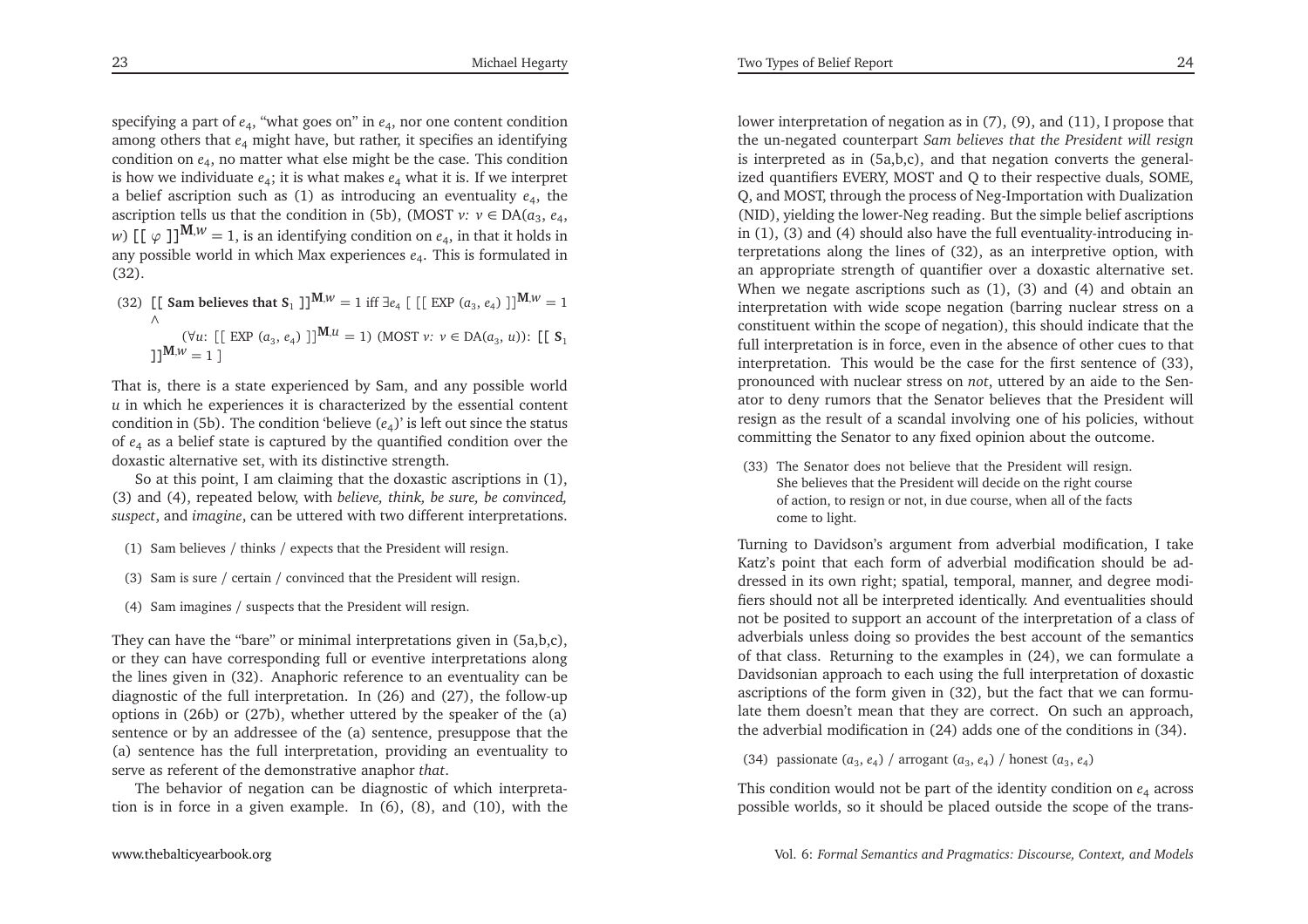specifying a part of $e_4$, "what goes on" in $e_4$, nor one content condition among others that $e_4$ might have, but rather, it specifies an identifying condition on $e_4$, no matter what else might be the case. This condition is how we individuate $e_4$; it is what makes $e_4$ what it is. If we interpret a belief ascription such as (1) as introducing an eventuality $e_4$, the ascription tells us that the condition in (5b), (MOST $v$: $v \in$ DA($a_3$, $e_4$, $w$) $[\![ \varphi ]\!]^{\mathbf{M},w} = 1$, is an identifying condition on $e_4$, in that it holds in any possible world in which Max experiences $e_4$. This is formulated in (32).

(32) $[\![$ **Sam believes that S**$_1$ $]\!]^{\mathbf{M},w} = 1$ iff $\exists e_4$ [ $[\![$ EXP ($a_3$, $e_4$) $]\!]^{\mathbf{M},w} = 1$ $\wedge$
($\forall u$: $[\![$ EXP ($a_3$, $e_4$) $]\!]^{\mathbf{M},u} = 1$) (MOST $v$: $v \in$ DA($a_3$, $u$)): $[\![$ **S**$_1$ $]\!]^{\mathbf{M},w} = 1$ ]

That is, there is a state experienced by Sam, and any possible world $u$ in which he experiences it is characterized by the essential content condition in (5b). The condition 'believe ($e_4$)' is left out since the status of $e_4$ as a belief state is captured by the quantified condition over the doxastic alternative set, with its distinctive strength.

So at this point, I am claiming that the doxastic ascriptions in (1), (3) and (4), repeated below, with *believe, think, be sure, be convinced, suspect*, and *imagine*, can be uttered with two different interpretations.

(1) Sam believes / thinks / expects that the President will resign.

(3) Sam is sure / certain / convinced that the President will resign.

(4) Sam imagines / suspects that the President will resign.

They can have the "bare" or minimal interpretations given in (5a,b,c), or they can have corresponding full or eventive interpretations along the lines given in (32). Anaphoric reference to an eventuality can be diagnostic of the full interpretation. In (26) and (27), the follow-up options in (26b) or (27b), whether uttered by the speaker of the (a) sentence or by an addressee of the (a) sentence, presuppose that the (a) sentence has the full interpretation, providing an eventuality to serve as referent of the demonstrative anaphor *that*.

The behavior of negation can be diagnostic of which interpretation is in force in a given example. In (6), (8), and (10), with the lower interpretation of negation as in (7), (9), and (11), I propose that the un-negated counterpart *Sam believes that the President will resign* is interpreted as in (5a,b,c), and that negation converts the generalized quantifiers EVERY, MOST and Q to their respective duals, SOME, Q, and MOST, through the process of Neg-Importation with Dualization (NID), yielding the lower-Neg reading. But the simple belief ascriptions in (1), (3) and (4) should also have the full eventuality-introducing interpretations along the lines of (32), as an interpretive option, with an appropriate strength of quantifier over a doxastic alternative set. When we negate ascriptions such as (1), (3) and (4) and obtain an interpretation with wide scope negation (barring nuclear stress on a constituent within the scope of negation), this should indicate that the full interpretation is in force, even in the absence of other cues to that interpretation. This would be the case for the first sentence of (33), pronounced with nuclear stress on *not*, uttered by an aide to the Senator to deny rumors that the Senator believes that the President will resign as the result of a scandal involving one of his policies, without committing the Senator to any fixed opinion about the outcome.

(33) The Senator does not believe that the President will resign. She believes that the President will decide on the right course of action, to resign or not, in due course, when all of the facts come to light.

Turning to Davidson's argument from adverbial modification, I take Katz's point that each form of adverbial modification should be addressed in its own right; spatial, temporal, manner, and degree modifiers should not all be interpreted identically. And eventualities should not be posited to support an account of the interpretation of a class of adverbials unless doing so provides the best account of the semantics of that class. Returning to the examples in (24), we can formulate a Davidsonian approach to each using the full interpretation of doxastic ascriptions of the form given in (32), but the fact that we can formulate them doesn't mean that they are correct. On such an approach, the adverbial modification in (24) adds one of the conditions in (34).

(34) passionate ($a_3$, $e_4$) / arrogant ($a_3$, $e_4$) / honest ($a_3$, $e_4$)

This condition would not be part of the identity condition on $e_4$ across possible worlds, so it should be placed outside the scope of the trans-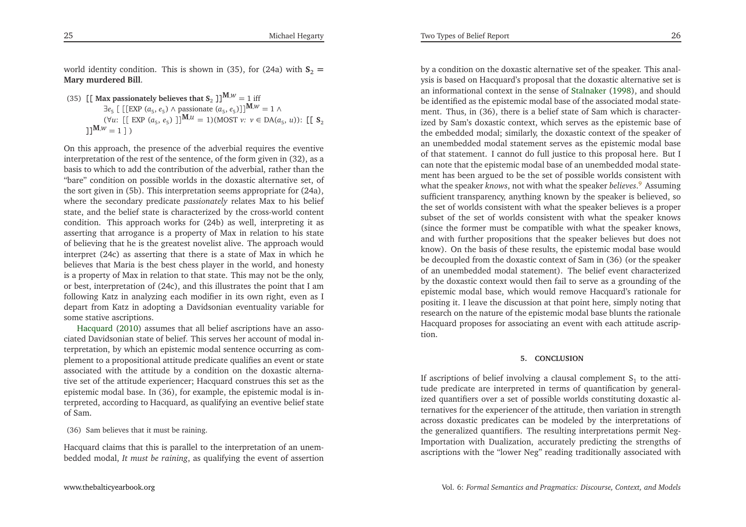world identity condition. This is shown in (35), for (24a) with $\mathbf{S}_2 =$ **Mary murdered Bill**.

(35) $[[$ **Max passionately believes that** $\mathbf{S}_2$ $]]^{\mathbf{M},w} = 1$ iff
$\exists e_5$ [ $[[$EXP $(a_5, e_5) \wedge$ passionate $(a_5, e_5)]]^{\mathbf{M},w} = 1 \wedge$
$(\forall u$: $[[$ EXP $(a_5, e_5)$ $]]^{\mathbf{M},u} = 1)$(MOST $v$: $v \in$ DA$(a_5, u)$): $[[$ $\mathbf{S}_2$ $]]^{\mathbf{M},w} = 1$ ] )

On this approach, the presence of the adverbial requires the eventive interpretation of the rest of the sentence, of the form given in (32), as a basis to which to add the contribution of the adverbial, rather than the "bare" condition on possible worlds in the doxastic alternative set, of the sort given in (5b). This interpretation seems appropriate for (24a), where the secondary predicate *passionately* relates Max to his belief state, and the belief state is characterized by the cross-world content condition. This approach works for (24b) as well, interpreting it as asserting that arrogance is a property of Max in relation to his state of believing that he is the greatest novelist alive. The approach would interpret (24c) as asserting that there is a state of Max in which he believes that Maria is the best chess player in the world, and honesty is a property of Max in relation to that state. This may not be the only, or best, interpretation of (24c), and this illustrates the point that I am following Katz in analyzing each modifier in its own right, even as I depart from Katz in adopting a Davidsonian eventuality variable for some stative ascriptions.

Hacquard (2010) assumes that all belief ascriptions have an associated Davidsonian state of belief. This serves her account of modal interpretation, by which an epistemic modal sentence occurring as complement to a propositional attitude predicate qualifies an event or state associated with the attitude by a condition on the doxastic alternative set of the attitude experiencer; Hacquard construes this set as the epistemic modal base. In (36), for example, the epistemic modal is interpreted, according to Hacquard, as qualifying an eventive belief state of Sam.

(36) Sam believes that it must be raining.

Hacquard claims that this is parallel to the interpretation of an unembedded modal, *It must be raining*, as qualifying the event of assertion by a condition on the doxastic alternative set of the speaker. This analysis is based on Hacquard's proposal that the doxastic alternative set is an informational context in the sense of Stalnaker (1998), and should be identified as the epistemic modal base of the associated modal statement. Thus, in (36), there is a belief state of Sam which is characterized by Sam's doxastic context, which serves as the epistemic base of the embedded modal; similarly, the doxastic context of the speaker of an unembedded modal statement serves as the epistemic modal base of that statement. I cannot do full justice to this proposal here. But I can note that the epistemic modal base of an unembedded modal statement has been argued to be the set of possible worlds consistent with what the speaker *knows*, not with what the speaker *believes*.[9] Assuming sufficient transparency, anything known by the speaker is believed, so the set of worlds consistent with what the speaker believes is a proper subset of the set of worlds consistent with what the speaker knows (since the former must be compatible with what the speaker knows, and with further propositions that the speaker believes but does not know). On the basis of these results, the epistemic modal base would be decoupled from the doxastic context of Sam in (36) (or the speaker of an unembedded modal statement). The belief event characterized by the doxastic context would then fail to serve as a grounding of the epistemic modal base, which would remove Hacquard's rationale for positing it. I leave the discussion at that point here, simply noting that research on the nature of the epistemic modal base blunts the rationale Hacquard proposes for associating an event with each attitude ascription.

## 5. CONCLUSION

If ascriptions of belief involving a clausal complement $S_1$ to the attitude predicate are interpreted in terms of quantification by generalized quantifiers over a set of possible worlds constituting doxastic alternatives for the experiencer of the attitude, then variation in strength across doxastic predicates can be modeled by the interpretations of the generalized quantifiers. The resulting interpretations permit Neg-Importation with Dualization, accurately predicting the strengths of ascriptions with the "lower Neg" reading traditionally associated with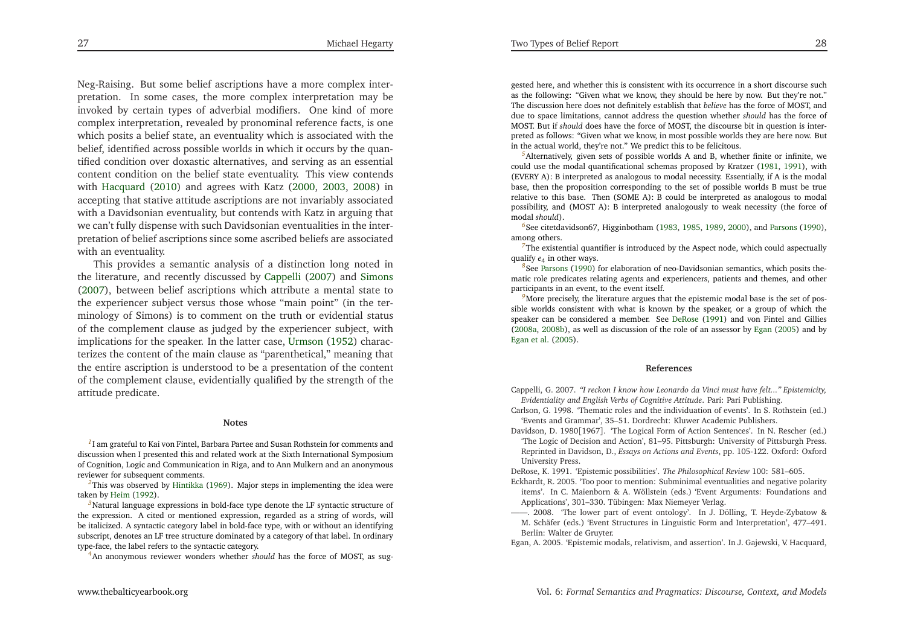Neg-Raising. But some belief ascriptions have a more complex interpretation. In some cases, the more complex interpretation may be invoked by certain types of adverbial modifiers. One kind of more complex interpretation, revealed by pronominal reference facts, is one which posits a belief state, an eventuality which is associated with the belief, identified across possible worlds in which it occurs by the quantified condition over doxastic alternatives, and serving as an essential content condition on the belief state eventuality. This view contends with Hacquard (2010) and agrees with Katz (2000, 2003, 2008) in accepting that stative attitude ascriptions are not invariably associated with a Davidsonian eventuality, but contends with Katz in arguing that we can't fully dispense with such Davidsonian eventualities in the interpretation of belief ascriptions since some ascribed beliefs are associated with an eventuality.

This provides a semantic analysis of a distinction long noted in the literature, and recently discussed by Cappelli (2007) and Simons (2007), between belief ascriptions which attribute a mental state to the experiencer subject versus those whose "main point" (in the terminology of Simons) is to comment on the truth or evidential status of the complement clause as judged by the experiencer subject, with implications for the speaker. In the latter case, Urmson (1952) characterizes the content of the main clause as "parenthetical," meaning that the entire ascription is understood to be a presentation of the content of the complement clause, evidentially qualified by the strength of the attitude predicate.

## Notes

[1] I am grateful to Kai von Fintel, Barbara Partee and Susan Rothstein for comments and discussion when I presented this and related work at the Sixth International Symposium of Cognition, Logic and Communication in Riga, and to Ann Mulkern and an anonymous reviewer for subsequent comments.

[2] This was observed by Hintikka (1969). Major steps in implementing the idea were taken by Heim (1992).

[3] Natural language expressions in bold-face type denote the LF syntactic structure of the expression. A cited or mentioned expression, regarded as a string of words, will be italicized. A syntactic category label in bold-face type, with or without an identifying subscript, denotes an LF tree structure dominated by a category of that label. In ordinary type-face, the label refers to the syntactic category.

[4] An anonymous reviewer wonders whether *should* has the force of MOST, as suggested here, and whether this is consistent with its occurrence in a short discourse such as the following: "Given what we know, they should be here by now. But they're not." The discussion here does not definitely establish that *believe* has the force of MOST, and due to space limitations, cannot address the question whether *should* has the force of MOST. But if *should* does have the force of MOST, the discourse bit in question is interpreted as follows: "Given what we know, in most possible worlds they are here now. But in the actual world, they're not." We predict this to be felicitous.

[5] Alternatively, given sets of possible worlds A and B, whether finite or infinite, we could use the modal quantificational schemas proposed by Kratzer (1981, 1991), with (EVERY A): B interpreted as analogous to modal necessity. Essentially, if A is the modal base, then the proposition corresponding to the set of possible worlds B must be true relative to this base. Then (SOME A): B could be interpreted as analogous to modal possibility, and (MOST A): B interpreted analogously to weak necessity (the force of modal *should*).

[6] See citetdavidson67, Higginbotham (1983, 1985, 1989, 2000), and Parsons (1990), among others.

[7] The existential quantifier is introduced by the Aspect node, which could aspectually qualify $e_4$ in other ways.

[8] See Parsons (1990) for elaboration of neo-Davidsonian semantics, which posits thematic role predicates relating agents and experiencers, patients and themes, and other participants in an event, to the event itself.

[9] More precisely, the literature argues that the epistemic modal base is the set of possible worlds consistent with what is known by the speaker, or a group of which the speaker can be considered a member. See DeRose (1991) and von Fintel and Gillies (2008a, 2008b), as well as discussion of the role of an assessor by Egan (2005) and by Egan et al. (2005).

## References

Cappelli, G. 2007. *"I reckon I know how Leonardo da Vinci must have felt..." Epistemicity, Evidentiality and English Verbs of Cognitive Attitude*. Pari: Pari Publishing.

Carlson, G. 1998. 'Thematic roles and the individuation of events'. In S. Rothstein (ed.) 'Events and Grammar', 35–51. Dordrecht: Kluwer Academic Publishers.

Davidson, D. 1980[1967]. 'The Logical Form of Action Sentences'. In N. Rescher (ed.) 'The Logic of Decision and Action', 81–95. Pittsburgh: University of Pittsburgh Press. Reprinted in Davidson, D., *Essays on Actions and Events*, pp. 105-122. Oxford: Oxford University Press.

DeRose, K. 1991. 'Epistemic possibilities'. *The Philosophical Review* 100: 581–605.

Eckhardt, R. 2005. 'Too poor to mention: Subminimal eventualities and negative polarity items'. In C. Maienborn & A. Wöllstein (eds.) 'Event Arguments: Foundations and Applications', 301–330. Tübingen: Max Niemeyer Verlag.

——. 2008. 'The lower part of event ontology'. In J. Dölling, T. Heyde-Zybatow & M. Schäfer (eds.) 'Event Structures in Linguistic Form and Interpretation', 477–491. Berlin: Walter de Gruyter.

Egan, A. 2005. 'Epistemic modals, relativism, and assertion'. In J. Gajewski, V. Hacquard,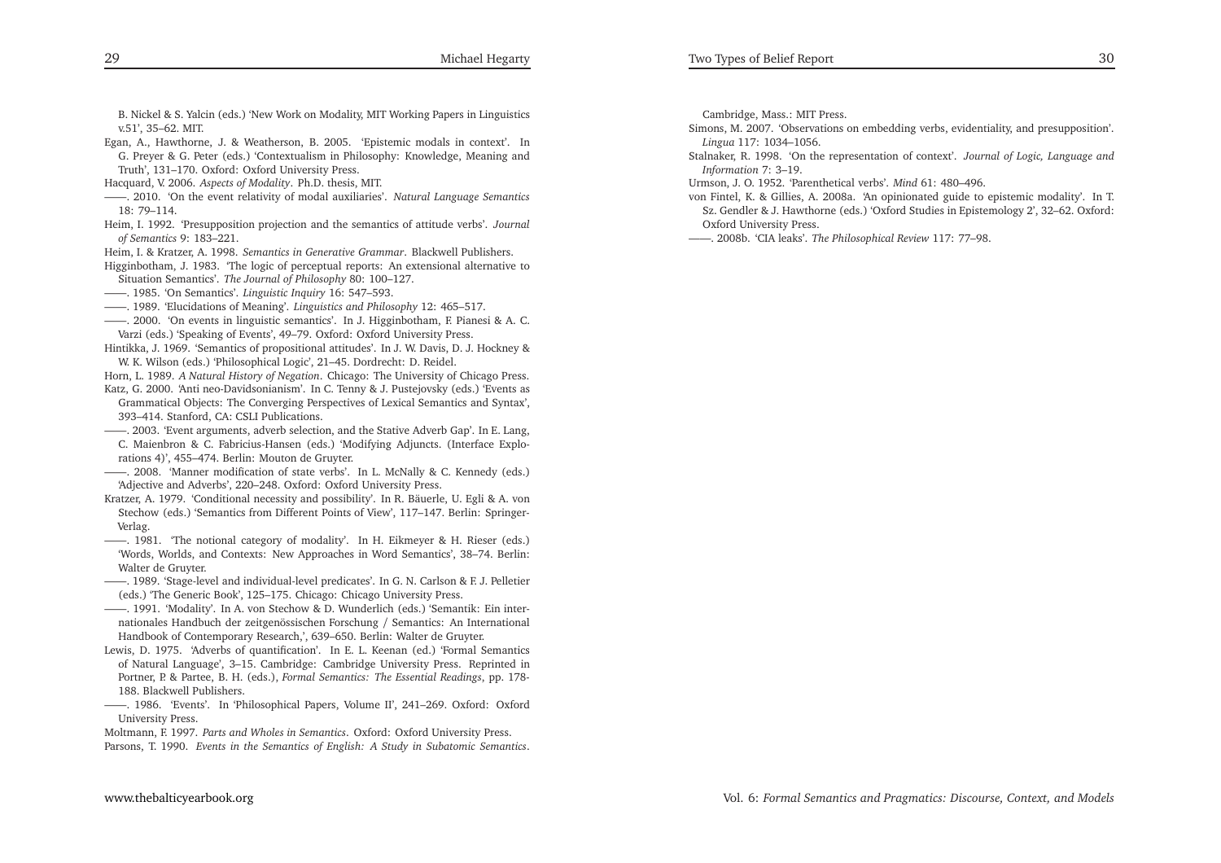B. Nickel & S. Yalcin (eds.) 'New Work on Modality, MIT Working Papers in Linguistics v.51', 35–62. MIT.

Egan, A., Hawthorne, J. & Weatherson, B. 2005. 'Epistemic modals in context'. In G. Preyer & G. Peter (eds.) 'Contextualism in Philosophy: Knowledge, Meaning and Truth', 131–170. Oxford: Oxford University Press.

Hacquard, V. 2006. *Aspects of Modality*. Ph.D. thesis, MIT.

——. 2010. 'On the event relativity of modal auxiliaries'. *Natural Language Semantics* 18: 79–114.

Heim, I. 1992. 'Presupposition projection and the semantics of attitude verbs'. *Journal of Semantics* 9: 183–221.

Heim, I. & Kratzer, A. 1998. *Semantics in Generative Grammar*. Blackwell Publishers.

Higginbotham, J. 1983. 'The logic of perceptual reports: An extensional alternative to Situation Semantics'. *The Journal of Philosophy* 80: 100–127.

——. 1985. 'On Semantics'. *Linguistic Inquiry* 16: 547–593.

——. 1989. 'Elucidations of Meaning'. *Linguistics and Philosophy* 12: 465–517.

——. 2000. 'On events in linguistic semantics'. In J. Higginbotham, F. Pianesi & A. C. Varzi (eds.) 'Speaking of Events', 49–79. Oxford: Oxford University Press.

Hintikka, J. 1969. 'Semantics of propositional attitudes'. In J. W. Davis, D. J. Hockney & W. K. Wilson (eds.) 'Philosophical Logic', 21–45. Dordrecht: D. Reidel.

Horn, L. 1989. *A Natural History of Negation*. Chicago: The University of Chicago Press.

Katz, G. 2000. 'Anti neo-Davidsonianism'. In C. Tenny & J. Pustejovsky (eds.) 'Events as Grammatical Objects: The Converging Perspectives of Lexical Semantics and Syntax', 393–414. Stanford, CA: CSLI Publications.

——. 2003. 'Event arguments, adverb selection, and the Stative Adverb Gap'. In E. Lang, C. Maienbron & C. Fabricius-Hansen (eds.) 'Modifying Adjuncts. (Interface Explorations 4)', 455–474. Berlin: Mouton de Gruyter.

——. 2008. 'Manner modification of state verbs'. In L. McNally & C. Kennedy (eds.) 'Adjective and Adverbs', 220–248. Oxford: Oxford University Press.

Kratzer, A. 1979. 'Conditional necessity and possibility'. In R. Bäuerle, U. Egli & A. von Stechow (eds.) 'Semantics from Different Points of View', 117–147. Berlin: Springer-Verlag.

——. 1981. 'The notional category of modality'. In H. Eikmeyer & H. Rieser (eds.) 'Words, Worlds, and Contexts: New Approaches in Word Semantics', 38–74. Berlin: Walter de Gruyter.

——. 1989. 'Stage-level and individual-level predicates'. In G. N. Carlson & F. J. Pelletier (eds.) 'The Generic Book', 125–175. Chicago: Chicago University Press.

——. 1991. 'Modality'. In A. von Stechow & D. Wunderlich (eds.) 'Semantik: Ein internationales Handbuch der zeitgenössischen Forschung / Semantics: An International Handbook of Contemporary Research,', 639–650. Berlin: Walter de Gruyter.

Lewis, D. 1975. 'Adverbs of quantification'. In E. L. Keenan (ed.) 'Formal Semantics of Natural Language', 3–15. Cambridge: Cambridge University Press. Reprinted in Portner, P. & Partee, B. H. (eds.), *Formal Semantics: The Essential Readings*, pp. 178-188. Blackwell Publishers.

——. 1986. 'Events'. In 'Philosophical Papers, Volume II', 241–269. Oxford: Oxford University Press.

Moltmann, F. 1997. *Parts and Wholes in Semantics*. Oxford: Oxford University Press.

Parsons, T. 1990. *Events in the Semantics of English: A Study in Subatomic Semantics*. Cambridge, Mass.: MIT Press.

Simons, M. 2007. 'Observations on embedding verbs, evidentiality, and presupposition'. *Lingua* 117: 1034–1056.

Stalnaker, R. 1998. 'On the representation of context'. *Journal of Logic, Language and Information* 7: 3–19.

Urmson, J. O. 1952. 'Parenthetical verbs'. *Mind* 61: 480–496.

von Fintel, K. & Gillies, A. 2008a. 'An opinionated guide to epistemic modality'. In T. Sz. Gendler & J. Hawthorne (eds.) 'Oxford Studies in Epistemology 2', 32–62. Oxford: Oxford University Press.

——. 2008b. 'CIA leaks'. *The Philosophical Review* 117: 77–98.